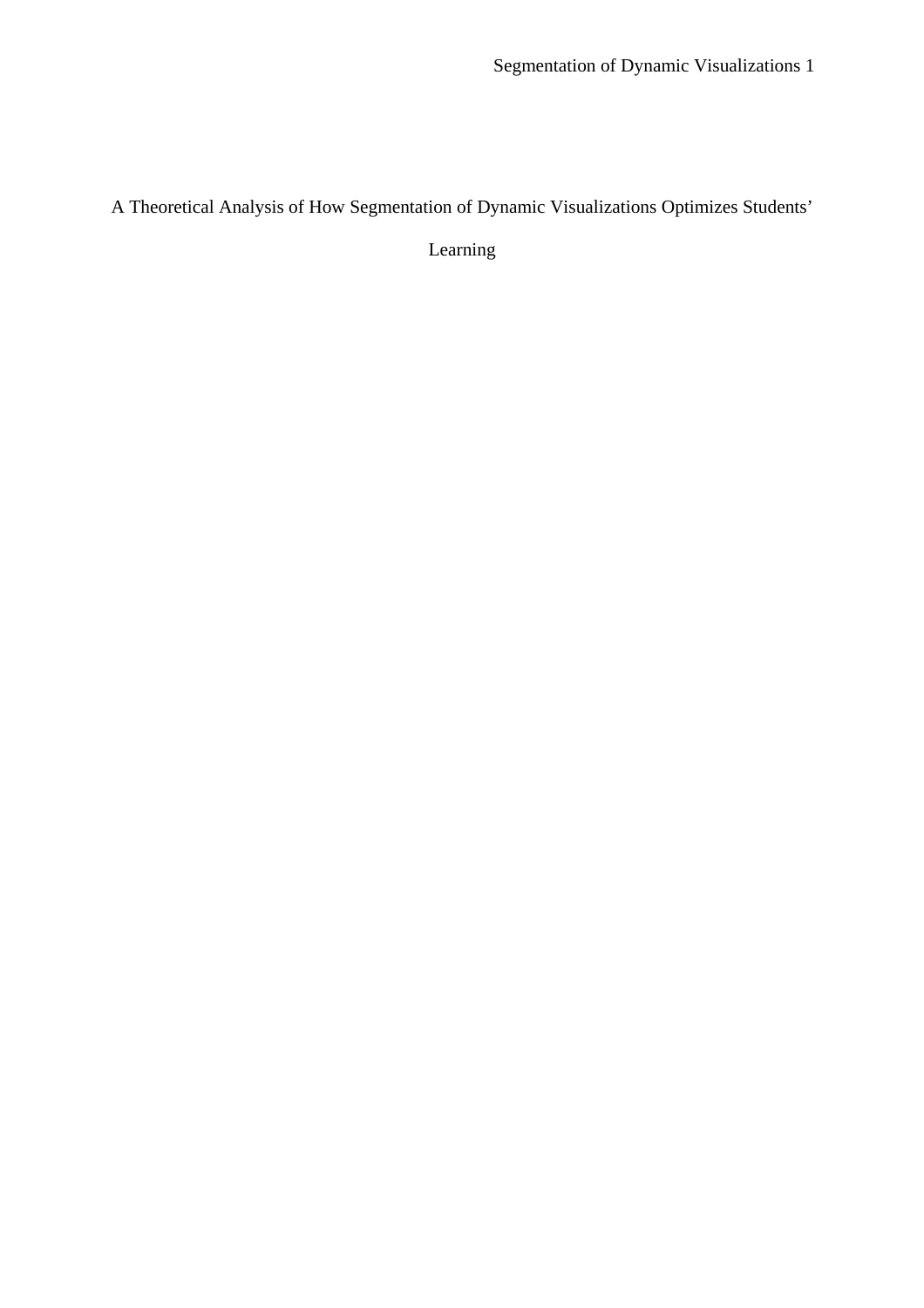# A Theoretical Analysis of How Segmentation of Dynamic Visualizations Optimizes Students' Learning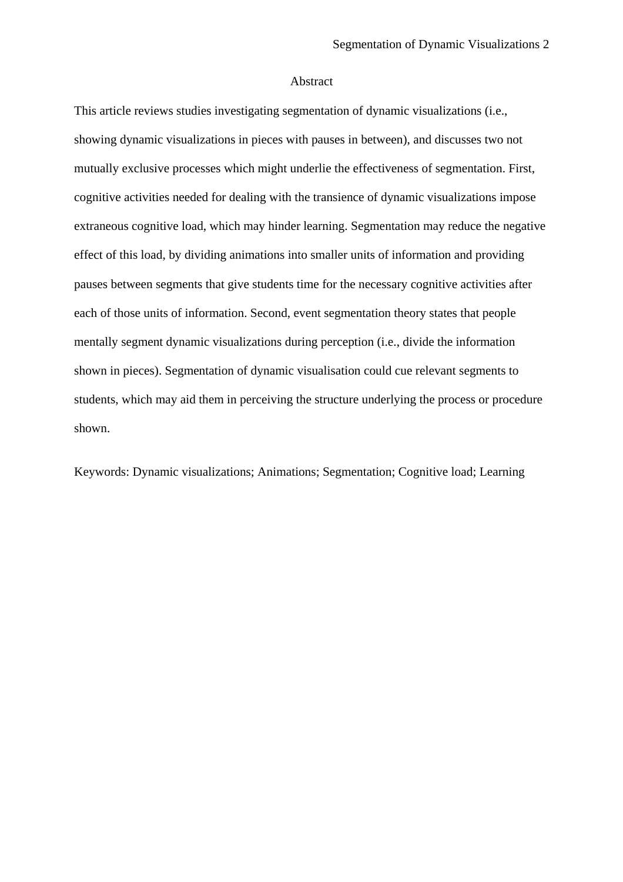# Abstract

This article reviews studies investigating segmentation of dynamic visualizations (i.e., showing dynamic visualizations in pieces with pauses in between), and discusses two not mutually exclusive processes which might underlie the effectiveness of segmentation. First, cognitive activities needed for dealing with the transience of dynamic visualizations impose extraneous cognitive load, which may hinder learning. Segmentation may reduce the negative effect of this load, by dividing animations into smaller units of information and providing pauses between segments that give students time for the necessary cognitive activities after each of those units of information. Second, event segmentation theory states that people mentally segment dynamic visualizations during perception (i.e., divide the information shown in pieces). Segmentation of dynamic visualisation could cue relevant segments to students, which may aid them in perceiving the structure underlying the process or procedure shown.

Keywords: Dynamic visualizations; Animations; Segmentation; Cognitive load; Learning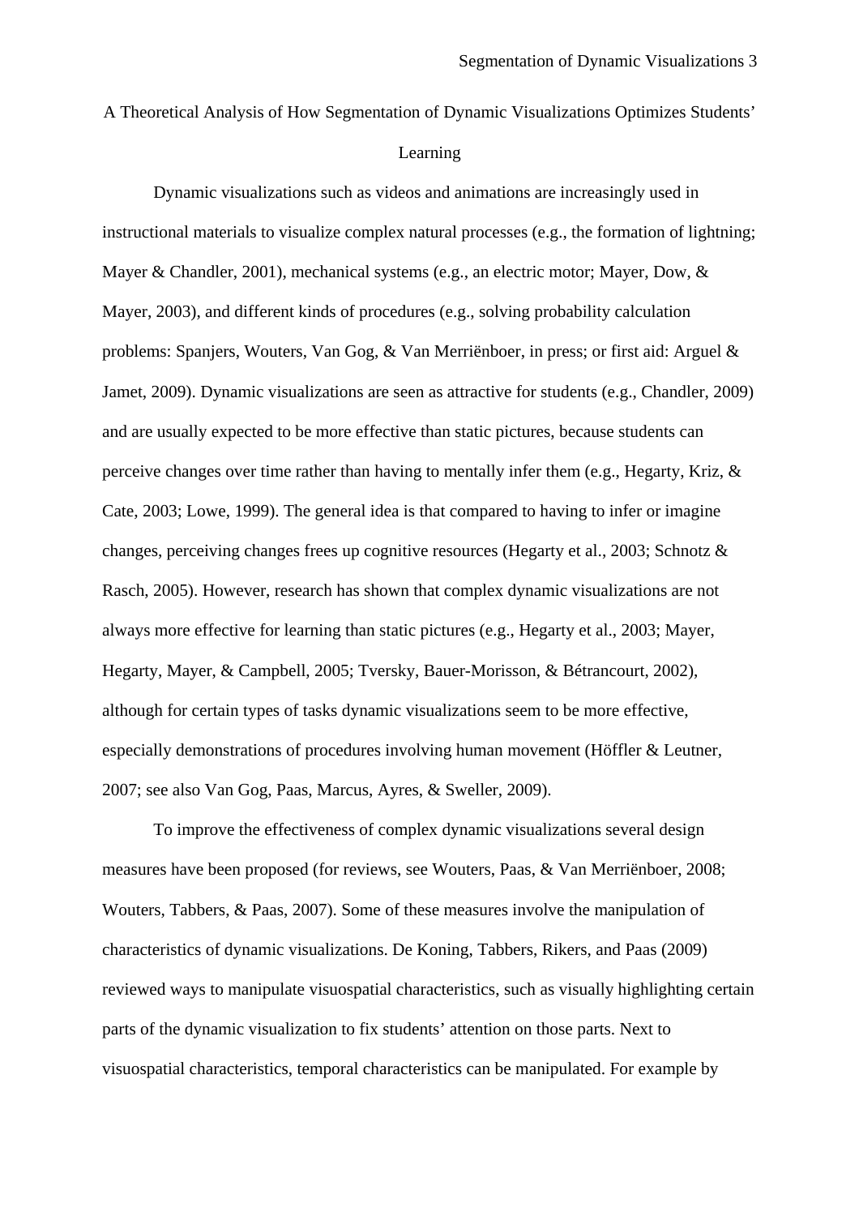# A Theoretical Analysis of How Segmentation of Dynamic Visualizations Optimizes Students' Learning

Dynamic visualizations such as videos and animations are increasingly used in instructional materials to visualize complex natural processes (e.g., the formation of lightning; Mayer & Chandler, 2001), mechanical systems (e.g., an electric motor; Mayer, Dow, & Mayer, 2003), and different kinds of procedures (e.g., solving probability calculation problems: Spanjers, Wouters, Van Gog, & Van Merriënboer, in press; or first aid: Arguel & Jamet, 2009). Dynamic visualizations are seen as attractive for students (e.g., Chandler, 2009) and are usually expected to be more effective than static pictures, because students can perceive changes over time rather than having to mentally infer them (e.g., Hegarty, Kriz, & Cate, 2003; Lowe, 1999). The general idea is that compared to having to infer or imagine changes, perceiving changes frees up cognitive resources (Hegarty et al., 2003; Schnotz & Rasch, 2005). However, research has shown that complex dynamic visualizations are not always more effective for learning than static pictures (e.g., Hegarty et al., 2003; Mayer, Hegarty, Mayer, & Campbell, 2005; Tversky, Bauer-Morisson, & Bétrancourt, 2002), although for certain types of tasks dynamic visualizations seem to be more effective, especially demonstrations of procedures involving human movement (Höffler & Leutner, 2007; see also Van Gog, Paas, Marcus, Ayres, & Sweller, 2009).

To improve the effectiveness of complex dynamic visualizations several design measures have been proposed (for reviews, see Wouters, Paas, & Van Merriënboer, 2008; Wouters, Tabbers, & Paas, 2007). Some of these measures involve the manipulation of characteristics of dynamic visualizations. De Koning, Tabbers, Rikers, and Paas (2009) reviewed ways to manipulate visuospatial characteristics, such as visually highlighting certain parts of the dynamic visualization to fix students' attention on those parts. Next to visuospatial characteristics, temporal characteristics can be manipulated. For example by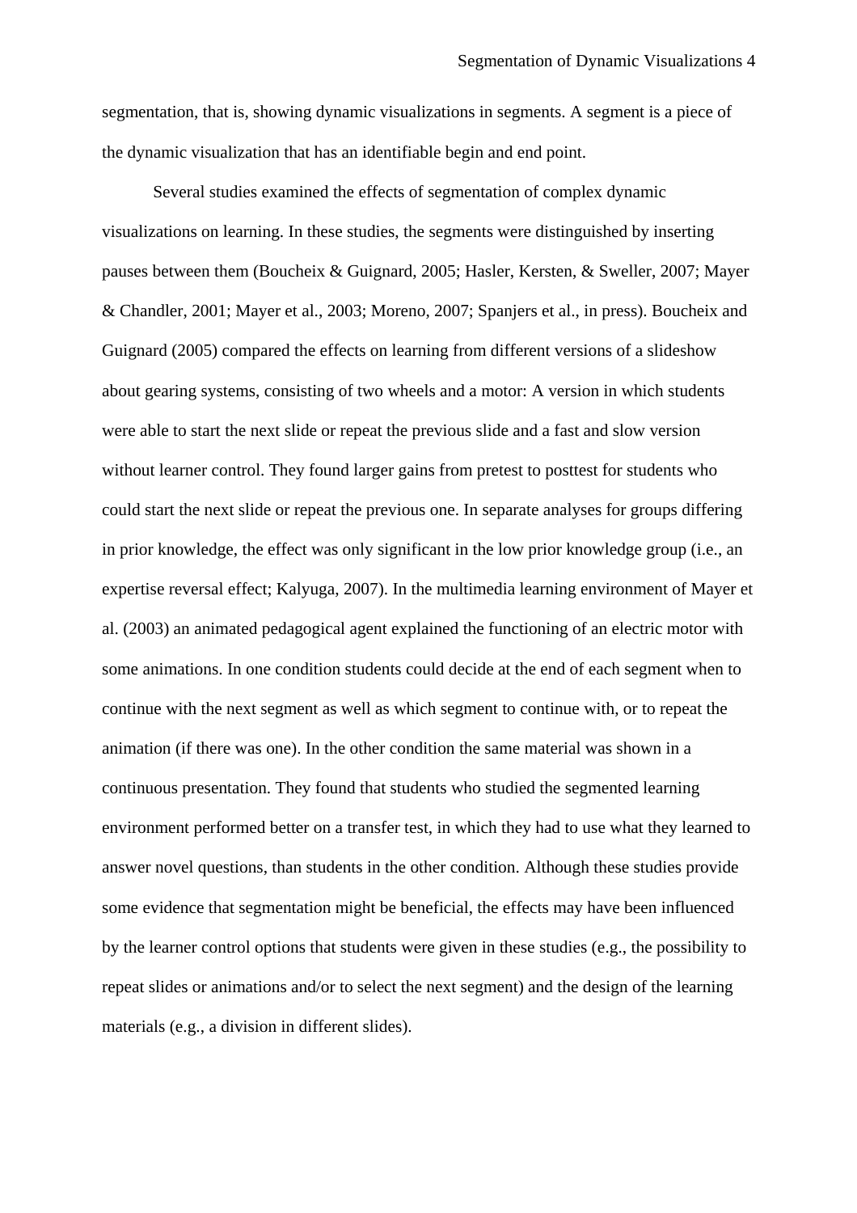segmentation, that is, showing dynamic visualizations in segments. A segment is a piece of the dynamic visualization that has an identifiable begin and end point.

Several studies examined the effects of segmentation of complex dynamic visualizations on learning. In these studies, the segments were distinguished by inserting pauses between them (Boucheix & Guignard, 2005; Hasler, Kersten, & Sweller, 2007; Mayer & Chandler, 2001; Mayer et al., 2003; Moreno, 2007; Spanjers et al., in press). Boucheix and Guignard (2005) compared the effects on learning from different versions of a slideshow about gearing systems, consisting of two wheels and a motor: A version in which students were able to start the next slide or repeat the previous slide and a fast and slow version without learner control. They found larger gains from pretest to posttest for students who could start the next slide or repeat the previous one. In separate analyses for groups differing in prior knowledge, the effect was only significant in the low prior knowledge group (i.e., an expertise reversal effect; Kalyuga, 2007). In the multimedia learning environment of Mayer et al. (2003) an animated pedagogical agent explained the functioning of an electric motor with some animations. In one condition students could decide at the end of each segment when to continue with the next segment as well as which segment to continue with, or to repeat the animation (if there was one). In the other condition the same material was shown in a continuous presentation. They found that students who studied the segmented learning environment performed better on a transfer test, in which they had to use what they learned to answer novel questions, than students in the other condition. Although these studies provide some evidence that segmentation might be beneficial, the effects may have been influenced by the learner control options that students were given in these studies (e.g., the possibility to repeat slides or animations and/or to select the next segment) and the design of the learning materials (e.g., a division in different slides).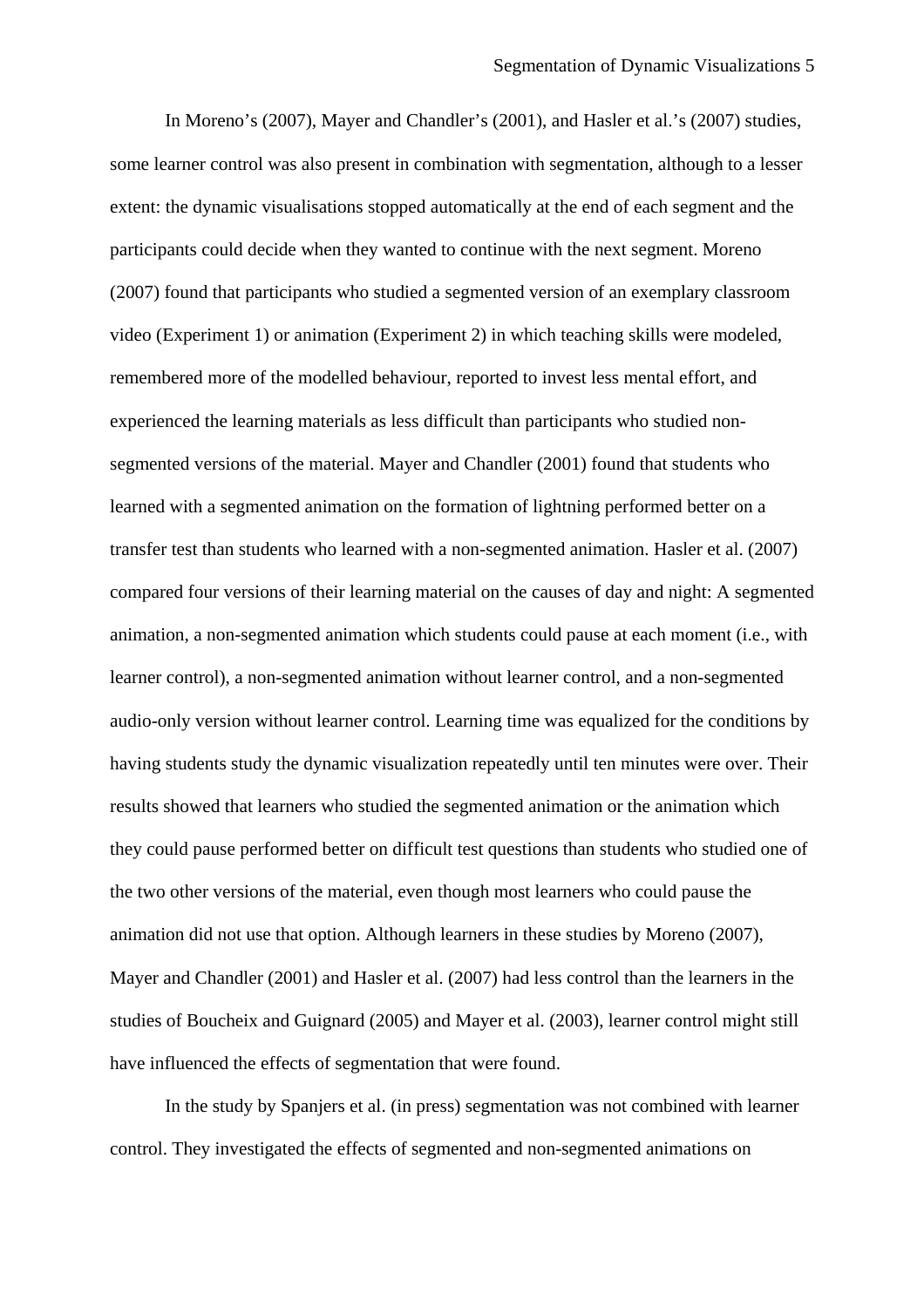In Moreno's (2007), Mayer and Chandler's (2001), and Hasler et al.'s (2007) studies, some learner control was also present in combination with segmentation, although to a lesser extent: the dynamic visualisations stopped automatically at the end of each segment and the participants could decide when they wanted to continue with the next segment. Moreno (2007) found that participants who studied a segmented version of an exemplary classroom video (Experiment 1) or animation (Experiment 2) in which teaching skills were modeled, remembered more of the modelled behaviour, reported to invest less mental effort, and experienced the learning materials as less difficult than participants who studied non-segmented versions of the material. Mayer and Chandler (2001) found that students who learned with a segmented animation on the formation of lightning performed better on a transfer test than students who learned with a non-segmented animation. Hasler et al. (2007) compared four versions of their learning material on the causes of day and night: A segmented animation, a non-segmented animation which students could pause at each moment (i.e., with learner control), a non-segmented animation without learner control, and a non-segmented audio-only version without learner control. Learning time was equalized for the conditions by having students study the dynamic visualization repeatedly until ten minutes were over. Their results showed that learners who studied the segmented animation or the animation which they could pause performed better on difficult test questions than students who studied one of the two other versions of the material, even though most learners who could pause the animation did not use that option. Although learners in these studies by Moreno (2007), Mayer and Chandler (2001) and Hasler et al. (2007) had less control than the learners in the studies of Boucheix and Guignard (2005) and Mayer et al. (2003), learner control might still have influenced the effects of segmentation that were found.

In the study by Spanjers et al. (in press) segmentation was not combined with learner control. They investigated the effects of segmented and non-segmented animations on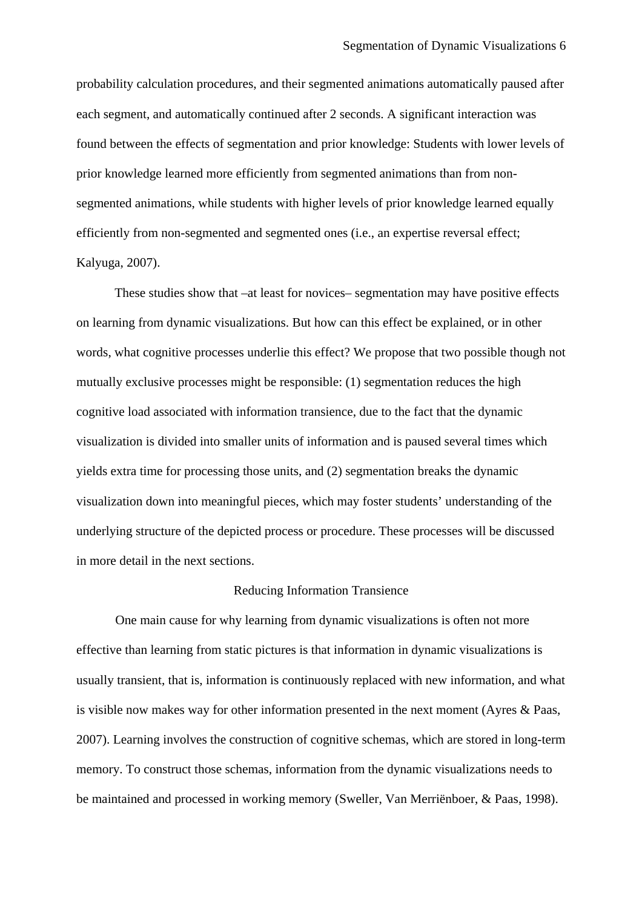probability calculation procedures, and their segmented animations automatically paused after each segment, and automatically continued after 2 seconds. A significant interaction was found between the effects of segmentation and prior knowledge: Students with lower levels of prior knowledge learned more efficiently from segmented animations than from non-segmented animations, while students with higher levels of prior knowledge learned equally efficiently from non-segmented and segmented ones (i.e., an expertise reversal effect; Kalyuga, 2007).

These studies show that –at least for novices– segmentation may have positive effects on learning from dynamic visualizations. But how can this effect be explained, or in other words, what cognitive processes underlie this effect? We propose that two possible though not mutually exclusive processes might be responsible: (1) segmentation reduces the high cognitive load associated with information transience, due to the fact that the dynamic visualization is divided into smaller units of information and is paused several times which yields extra time for processing those units, and (2) segmentation breaks the dynamic visualization down into meaningful pieces, which may foster students' understanding of the underlying structure of the depicted process or procedure. These processes will be discussed in more detail in the next sections.

## Reducing Information Transience

One main cause for why learning from dynamic visualizations is often not more effective than learning from static pictures is that information in dynamic visualizations is usually transient, that is, information is continuously replaced with new information, and what is visible now makes way for other information presented in the next moment (Ayres & Paas, 2007). Learning involves the construction of cognitive schemas, which are stored in long-term memory. To construct those schemas, information from the dynamic visualizations needs to be maintained and processed in working memory (Sweller, Van Merriënboer, & Paas, 1998).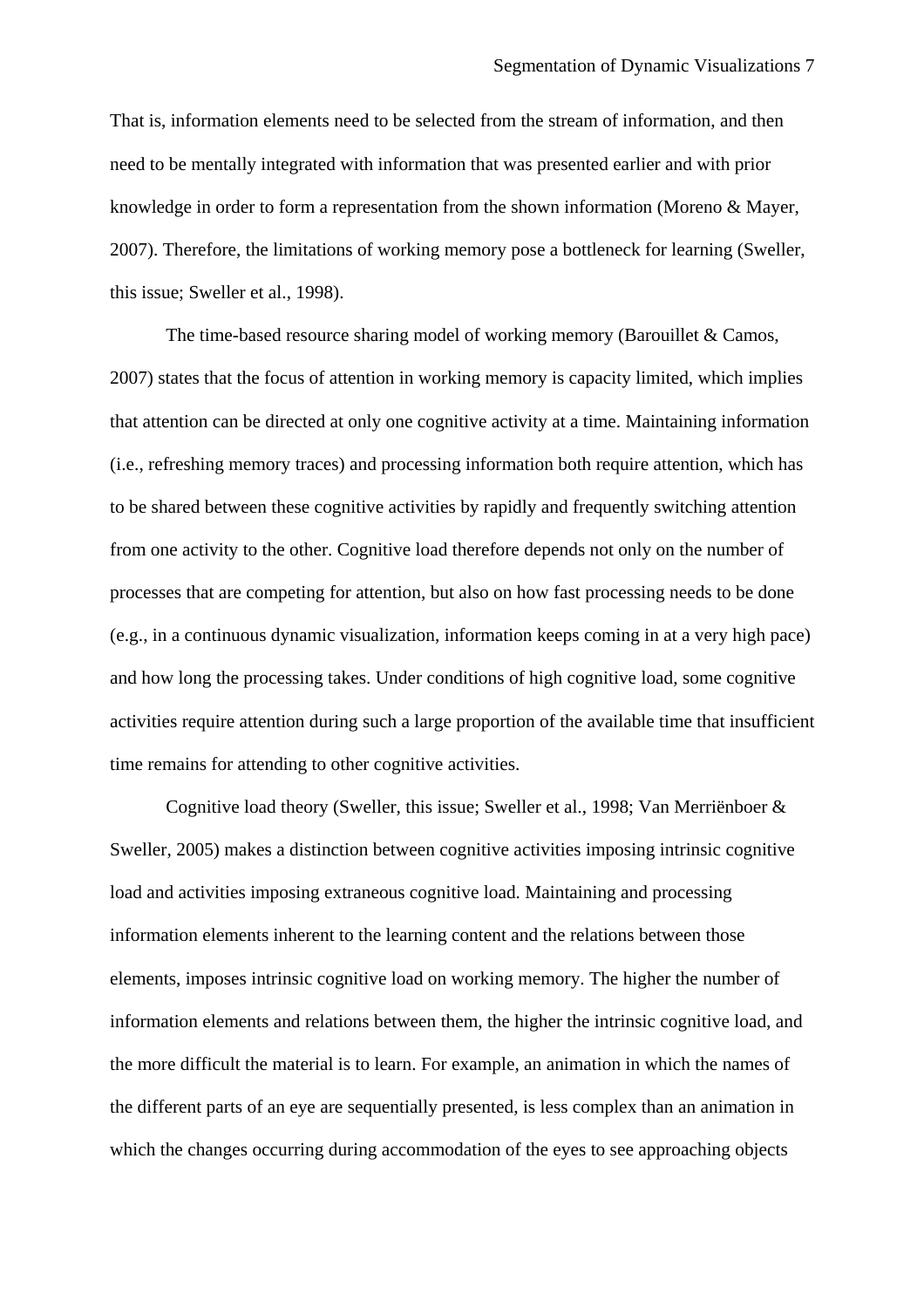That is, information elements need to be selected from the stream of information, and then need to be mentally integrated with information that was presented earlier and with prior knowledge in order to form a representation from the shown information (Moreno & Mayer, 2007). Therefore, the limitations of working memory pose a bottleneck for learning (Sweller, this issue; Sweller et al., 1998).

The time-based resource sharing model of working memory (Barouillet & Camos, 2007) states that the focus of attention in working memory is capacity limited, which implies that attention can be directed at only one cognitive activity at a time. Maintaining information (i.e., refreshing memory traces) and processing information both require attention, which has to be shared between these cognitive activities by rapidly and frequently switching attention from one activity to the other. Cognitive load therefore depends not only on the number of processes that are competing for attention, but also on how fast processing needs to be done (e.g., in a continuous dynamic visualization, information keeps coming in at a very high pace) and how long the processing takes. Under conditions of high cognitive load, some cognitive activities require attention during such a large proportion of the available time that insufficient time remains for attending to other cognitive activities.

Cognitive load theory (Sweller, this issue; Sweller et al., 1998; Van Merriënboer & Sweller, 2005) makes a distinction between cognitive activities imposing intrinsic cognitive load and activities imposing extraneous cognitive load. Maintaining and processing information elements inherent to the learning content and the relations between those elements, imposes intrinsic cognitive load on working memory. The higher the number of information elements and relations between them, the higher the intrinsic cognitive load, and the more difficult the material is to learn. For example, an animation in which the names of the different parts of an eye are sequentially presented, is less complex than an animation in which the changes occurring during accommodation of the eyes to see approaching objects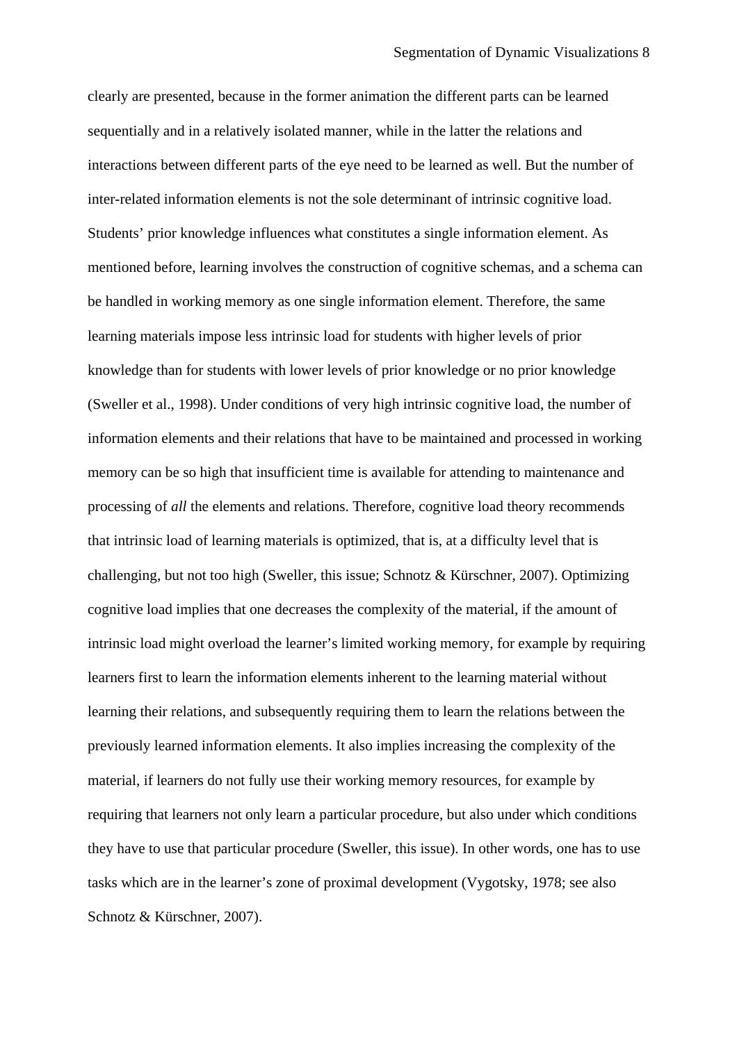clearly are presented, because in the former animation the different parts can be learned sequentially and in a relatively isolated manner, while in the latter the relations and interactions between different parts of the eye need to be learned as well. But the number of inter-related information elements is not the sole determinant of intrinsic cognitive load. Students' prior knowledge influences what constitutes a single information element. As mentioned before, learning involves the construction of cognitive schemas, and a schema can be handled in working memory as one single information element. Therefore, the same learning materials impose less intrinsic load for students with higher levels of prior knowledge than for students with lower levels of prior knowledge or no prior knowledge (Sweller et al., 1998). Under conditions of very high intrinsic cognitive load, the number of information elements and their relations that have to be maintained and processed in working memory can be so high that insufficient time is available for attending to maintenance and processing of *all* the elements and relations. Therefore, cognitive load theory recommends that intrinsic load of learning materials is optimized, that is, at a difficulty level that is challenging, but not too high (Sweller, this issue; Schnotz & Kürschner, 2007). Optimizing cognitive load implies that one decreases the complexity of the material, if the amount of intrinsic load might overload the learner's limited working memory, for example by requiring learners first to learn the information elements inherent to the learning material without learning their relations, and subsequently requiring them to learn the relations between the previously learned information elements. It also implies increasing the complexity of the material, if learners do not fully use their working memory resources, for example by requiring that learners not only learn a particular procedure, but also under which conditions they have to use that particular procedure (Sweller, this issue). In other words, one has to use tasks which are in the learner's zone of proximal development (Vygotsky, 1978; see also Schnotz & Kürschner, 2007).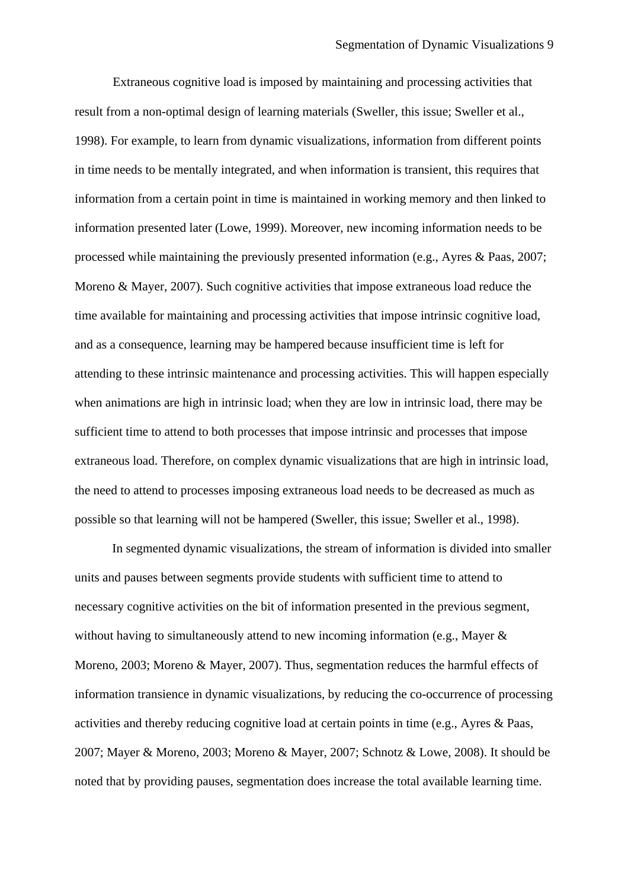Extraneous cognitive load is imposed by maintaining and processing activities that result from a non-optimal design of learning materials (Sweller, this issue; Sweller et al., 1998). For example, to learn from dynamic visualizations, information from different points in time needs to be mentally integrated, and when information is transient, this requires that information from a certain point in time is maintained in working memory and then linked to information presented later (Lowe, 1999). Moreover, new incoming information needs to be processed while maintaining the previously presented information (e.g., Ayres & Paas, 2007; Moreno & Mayer, 2007). Such cognitive activities that impose extraneous load reduce the time available for maintaining and processing activities that impose intrinsic cognitive load, and as a consequence, learning may be hampered because insufficient time is left for attending to these intrinsic maintenance and processing activities. This will happen especially when animations are high in intrinsic load; when they are low in intrinsic load, there may be sufficient time to attend to both processes that impose intrinsic and processes that impose extraneous load. Therefore, on complex dynamic visualizations that are high in intrinsic load, the need to attend to processes imposing extraneous load needs to be decreased as much as possible so that learning will not be hampered (Sweller, this issue; Sweller et al., 1998).

In segmented dynamic visualizations, the stream of information is divided into smaller units and pauses between segments provide students with sufficient time to attend to necessary cognitive activities on the bit of information presented in the previous segment, without having to simultaneously attend to new incoming information (e.g., Mayer & Moreno, 2003; Moreno & Mayer, 2007). Thus, segmentation reduces the harmful effects of information transience in dynamic visualizations, by reducing the co-occurrence of processing activities and thereby reducing cognitive load at certain points in time (e.g., Ayres & Paas, 2007; Mayer & Moreno, 2003; Moreno & Mayer, 2007; Schnotz & Lowe, 2008). It should be noted that by providing pauses, segmentation does increase the total available learning time.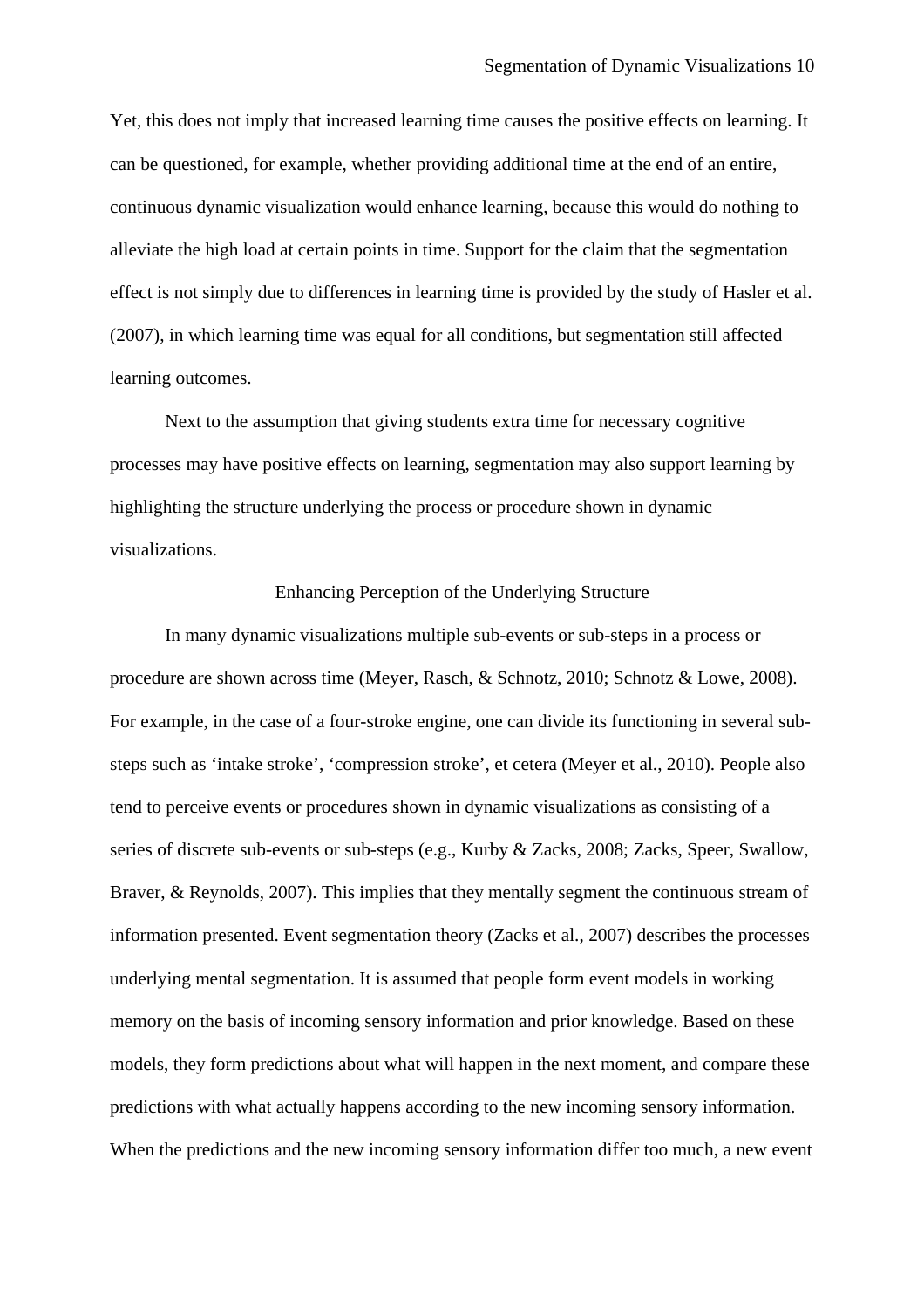Yet, this does not imply that increased learning time causes the positive effects on learning. It can be questioned, for example, whether providing additional time at the end of an entire, continuous dynamic visualization would enhance learning, because this would do nothing to alleviate the high load at certain points in time. Support for the claim that the segmentation effect is not simply due to differences in learning time is provided by the study of Hasler et al. (2007), in which learning time was equal for all conditions, but segmentation still affected learning outcomes.

Next to the assumption that giving students extra time for necessary cognitive processes may have positive effects on learning, segmentation may also support learning by highlighting the structure underlying the process or procedure shown in dynamic visualizations.

## Enhancing Perception of the Underlying Structure

In many dynamic visualizations multiple sub-events or sub-steps in a process or procedure are shown across time (Meyer, Rasch, & Schnotz, 2010; Schnotz & Lowe, 2008). For example, in the case of a four-stroke engine, one can divide its functioning in several sub-steps such as 'intake stroke', 'compression stroke', et cetera (Meyer et al., 2010). People also tend to perceive events or procedures shown in dynamic visualizations as consisting of a series of discrete sub-events or sub-steps (e.g., Kurby & Zacks, 2008; Zacks, Speer, Swallow, Braver, & Reynolds, 2007). This implies that they mentally segment the continuous stream of information presented. Event segmentation theory (Zacks et al., 2007) describes the processes underlying mental segmentation. It is assumed that people form event models in working memory on the basis of incoming sensory information and prior knowledge. Based on these models, they form predictions about what will happen in the next moment, and compare these predictions with what actually happens according to the new incoming sensory information. When the predictions and the new incoming sensory information differ too much, a new event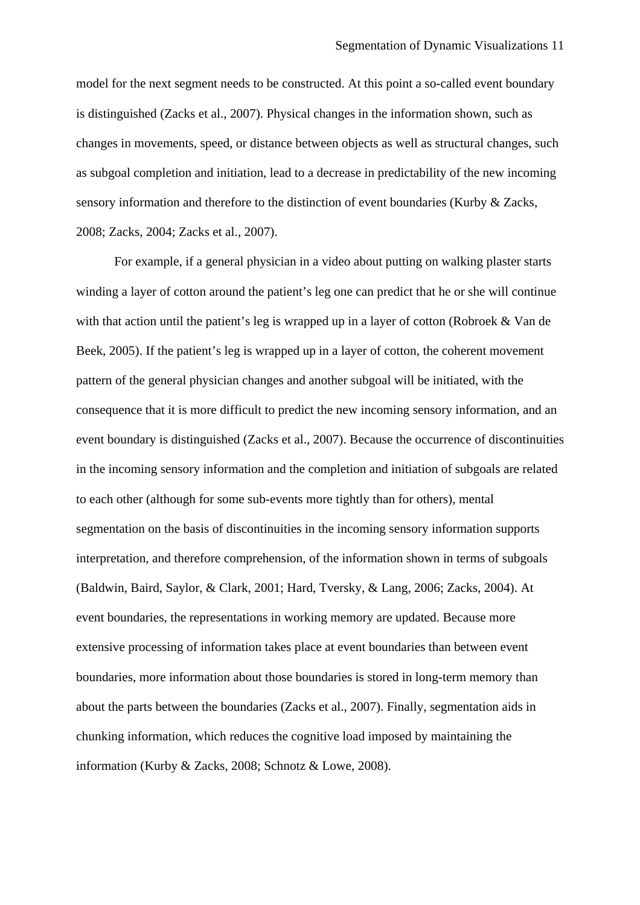model for the next segment needs to be constructed. At this point a so-called event boundary is distinguished (Zacks et al., 2007). Physical changes in the information shown, such as changes in movements, speed, or distance between objects as well as structural changes, such as subgoal completion and initiation, lead to a decrease in predictability of the new incoming sensory information and therefore to the distinction of event boundaries (Kurby & Zacks, 2008; Zacks, 2004; Zacks et al., 2007).

For example, if a general physician in a video about putting on walking plaster starts winding a layer of cotton around the patient's leg one can predict that he or she will continue with that action until the patient's leg is wrapped up in a layer of cotton (Robroek & Van de Beek, 2005). If the patient's leg is wrapped up in a layer of cotton, the coherent movement pattern of the general physician changes and another subgoal will be initiated, with the consequence that it is more difficult to predict the new incoming sensory information, and an event boundary is distinguished (Zacks et al., 2007). Because the occurrence of discontinuities in the incoming sensory information and the completion and initiation of subgoals are related to each other (although for some sub-events more tightly than for others), mental segmentation on the basis of discontinuities in the incoming sensory information supports interpretation, and therefore comprehension, of the information shown in terms of subgoals (Baldwin, Baird, Saylor, & Clark, 2001; Hard, Tversky, & Lang, 2006; Zacks, 2004). At event boundaries, the representations in working memory are updated. Because more extensive processing of information takes place at event boundaries than between event boundaries, more information about those boundaries is stored in long-term memory than about the parts between the boundaries (Zacks et al., 2007). Finally, segmentation aids in chunking information, which reduces the cognitive load imposed by maintaining the information (Kurby & Zacks, 2008; Schnotz & Lowe, 2008).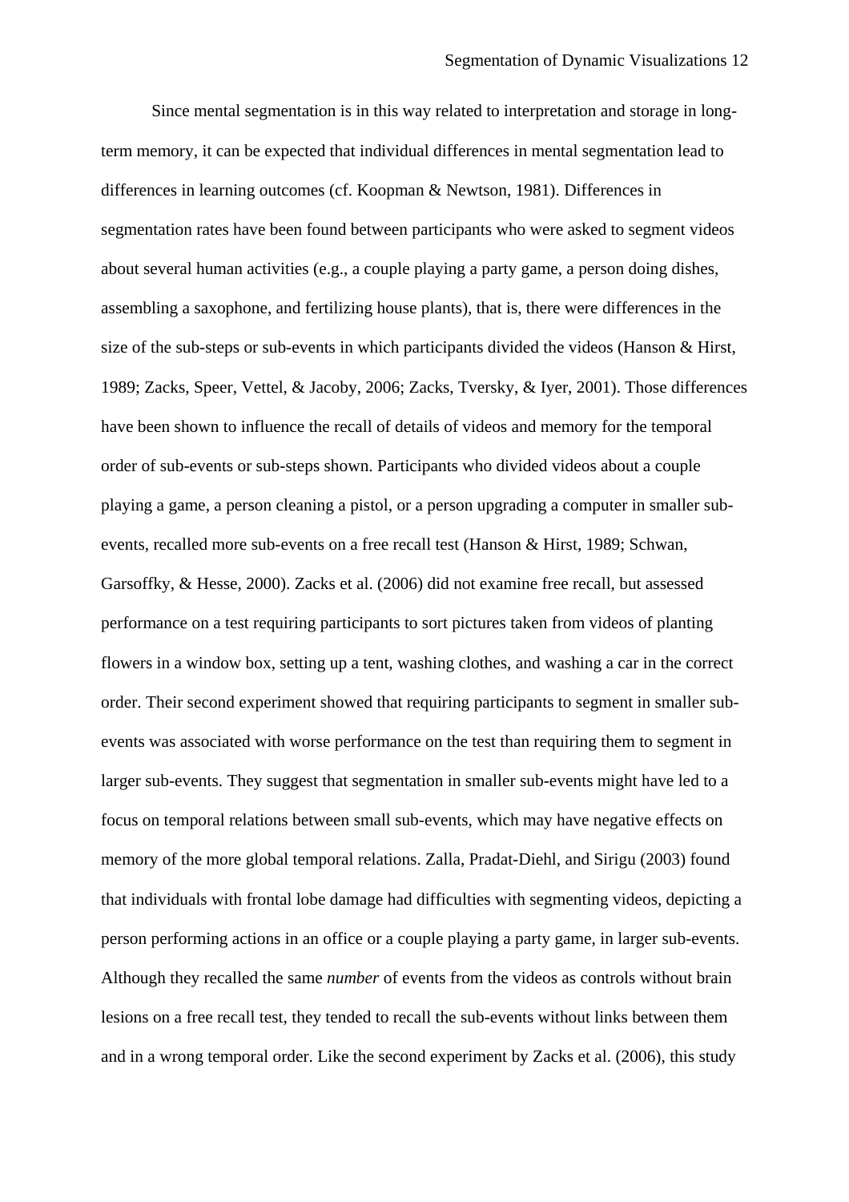Since mental segmentation is in this way related to interpretation and storage in long-term memory, it can be expected that individual differences in mental segmentation lead to differences in learning outcomes (cf. Koopman & Newtson, 1981). Differences in segmentation rates have been found between participants who were asked to segment videos about several human activities (e.g., a couple playing a party game, a person doing dishes, assembling a saxophone, and fertilizing house plants), that is, there were differences in the size of the sub-steps or sub-events in which participants divided the videos (Hanson & Hirst, 1989; Zacks, Speer, Vettel, & Jacoby, 2006; Zacks, Tversky, & Iyer, 2001). Those differences have been shown to influence the recall of details of videos and memory for the temporal order of sub-events or sub-steps shown. Participants who divided videos about a couple playing a game, a person cleaning a pistol, or a person upgrading a computer in smaller sub-events, recalled more sub-events on a free recall test (Hanson & Hirst, 1989; Schwan, Garsoffky, & Hesse, 2000). Zacks et al. (2006) did not examine free recall, but assessed performance on a test requiring participants to sort pictures taken from videos of planting flowers in a window box, setting up a tent, washing clothes, and washing a car in the correct order. Their second experiment showed that requiring participants to segment in smaller sub-events was associated with worse performance on the test than requiring them to segment in larger sub-events. They suggest that segmentation in smaller sub-events might have led to a focus on temporal relations between small sub-events, which may have negative effects on memory of the more global temporal relations. Zalla, Pradat-Diehl, and Sirigu (2003) found that individuals with frontal lobe damage had difficulties with segmenting videos, depicting a person performing actions in an office or a couple playing a party game, in larger sub-events. Although they recalled the same *number* of events from the videos as controls without brain lesions on a free recall test, they tended to recall the sub-events without links between them and in a wrong temporal order. Like the second experiment by Zacks et al. (2006), this study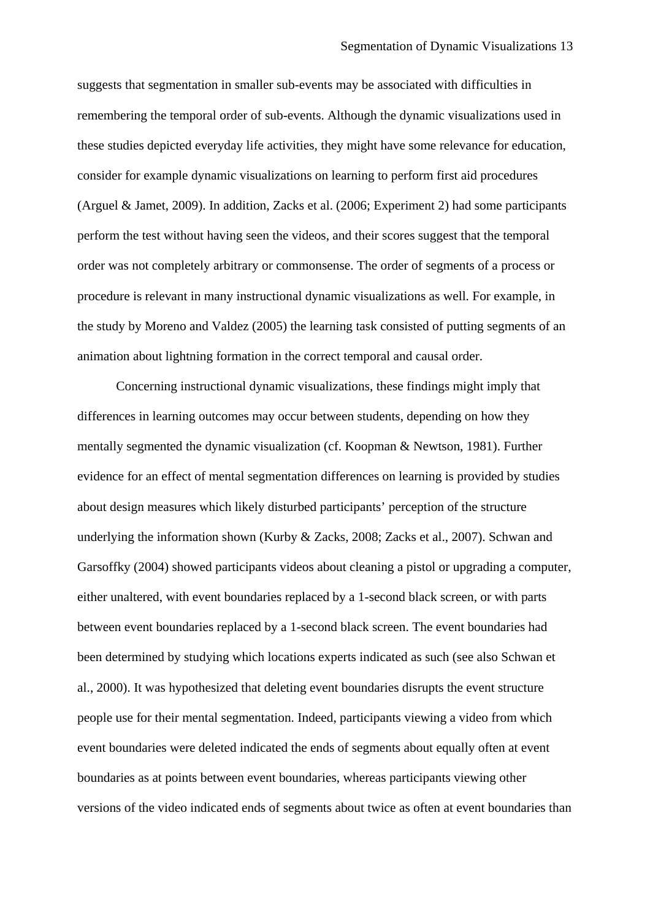suggests that segmentation in smaller sub-events may be associated with difficulties in remembering the temporal order of sub-events. Although the dynamic visualizations used in these studies depicted everyday life activities, they might have some relevance for education, consider for example dynamic visualizations on learning to perform first aid procedures (Arguel & Jamet, 2009). In addition, Zacks et al. (2006; Experiment 2) had some participants perform the test without having seen the videos, and their scores suggest that the temporal order was not completely arbitrary or commonsense. The order of segments of a process or procedure is relevant in many instructional dynamic visualizations as well. For example, in the study by Moreno and Valdez (2005) the learning task consisted of putting segments of an animation about lightning formation in the correct temporal and causal order.

Concerning instructional dynamic visualizations, these findings might imply that differences in learning outcomes may occur between students, depending on how they mentally segmented the dynamic visualization (cf. Koopman & Newtson, 1981). Further evidence for an effect of mental segmentation differences on learning is provided by studies about design measures which likely disturbed participants' perception of the structure underlying the information shown (Kurby & Zacks, 2008; Zacks et al., 2007). Schwan and Garsoffky (2004) showed participants videos about cleaning a pistol or upgrading a computer, either unaltered, with event boundaries replaced by a 1-second black screen, or with parts between event boundaries replaced by a 1-second black screen. The event boundaries had been determined by studying which locations experts indicated as such (see also Schwan et al., 2000). It was hypothesized that deleting event boundaries disrupts the event structure people use for their mental segmentation. Indeed, participants viewing a video from which event boundaries were deleted indicated the ends of segments about equally often at event boundaries as at points between event boundaries, whereas participants viewing other versions of the video indicated ends of segments about twice as often at event boundaries than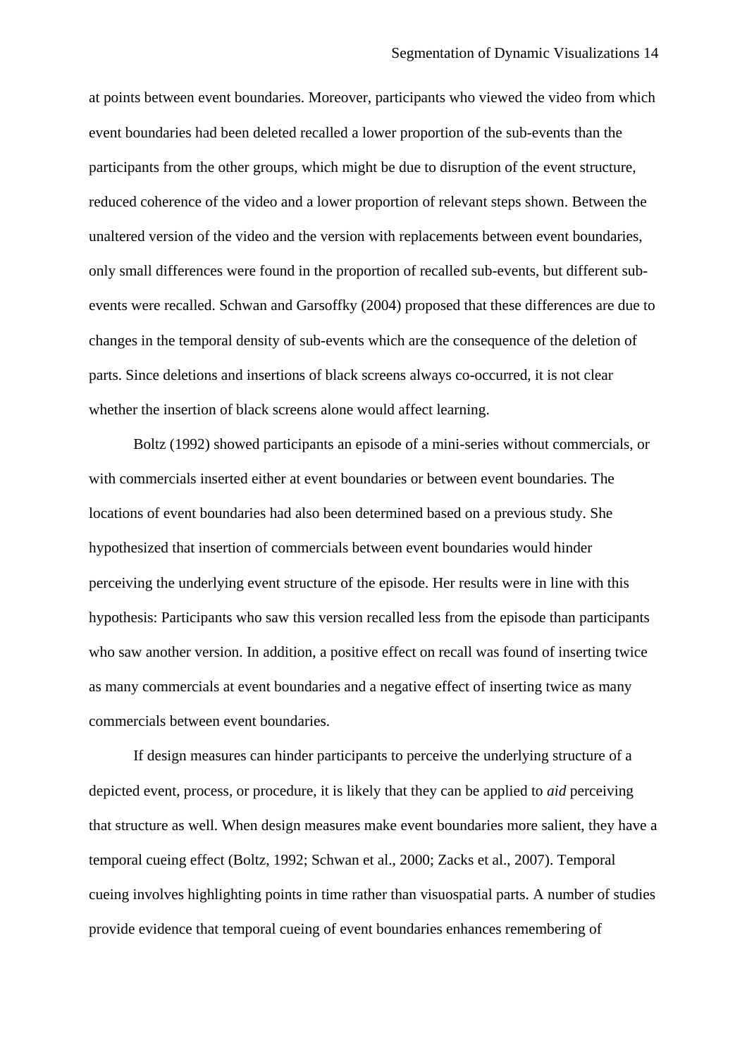at points between event boundaries. Moreover, participants who viewed the video from which event boundaries had been deleted recalled a lower proportion of the sub-events than the participants from the other groups, which might be due to disruption of the event structure, reduced coherence of the video and a lower proportion of relevant steps shown. Between the unaltered version of the video and the version with replacements between event boundaries, only small differences were found in the proportion of recalled sub-events, but different sub-events were recalled. Schwan and Garsoffky (2004) proposed that these differences are due to changes in the temporal density of sub-events which are the consequence of the deletion of parts. Since deletions and insertions of black screens always co-occurred, it is not clear whether the insertion of black screens alone would affect learning.

Boltz (1992) showed participants an episode of a mini-series without commercials, or with commercials inserted either at event boundaries or between event boundaries. The locations of event boundaries had also been determined based on a previous study. She hypothesized that insertion of commercials between event boundaries would hinder perceiving the underlying event structure of the episode. Her results were in line with this hypothesis: Participants who saw this version recalled less from the episode than participants who saw another version. In addition, a positive effect on recall was found of inserting twice as many commercials at event boundaries and a negative effect of inserting twice as many commercials between event boundaries.

If design measures can hinder participants to perceive the underlying structure of a depicted event, process, or procedure, it is likely that they can be applied to *aid* perceiving that structure as well. When design measures make event boundaries more salient, they have a temporal cueing effect (Boltz, 1992; Schwan et al., 2000; Zacks et al., 2007). Temporal cueing involves highlighting points in time rather than visuospatial parts. A number of studies provide evidence that temporal cueing of event boundaries enhances remembering of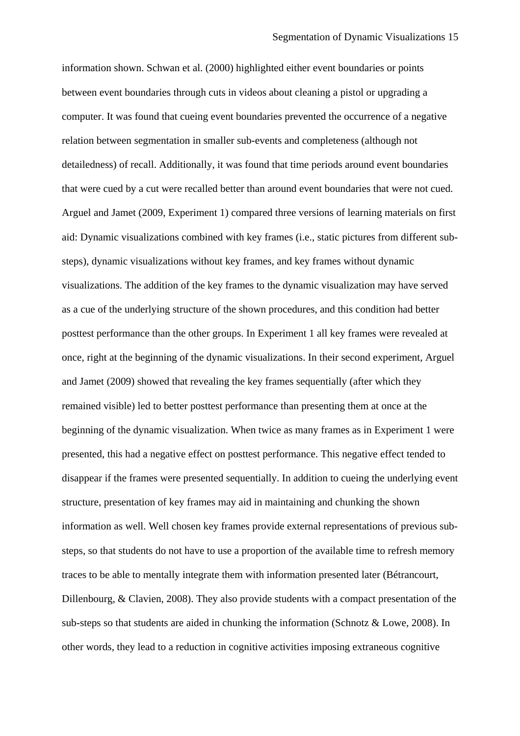information shown. Schwan et al. (2000) highlighted either event boundaries or points between event boundaries through cuts in videos about cleaning a pistol or upgrading a computer. It was found that cueing event boundaries prevented the occurrence of a negative relation between segmentation in smaller sub-events and completeness (although not detailedness) of recall. Additionally, it was found that time periods around event boundaries that were cued by a cut were recalled better than around event boundaries that were not cued. Arguel and Jamet (2009, Experiment 1) compared three versions of learning materials on first aid: Dynamic visualizations combined with key frames (i.e., static pictures from different sub-steps), dynamic visualizations without key frames, and key frames without dynamic visualizations. The addition of the key frames to the dynamic visualization may have served as a cue of the underlying structure of the shown procedures, and this condition had better posttest performance than the other groups. In Experiment 1 all key frames were revealed at once, right at the beginning of the dynamic visualizations. In their second experiment, Arguel and Jamet (2009) showed that revealing the key frames sequentially (after which they remained visible) led to better posttest performance than presenting them at once at the beginning of the dynamic visualization. When twice as many frames as in Experiment 1 were presented, this had a negative effect on posttest performance. This negative effect tended to disappear if the frames were presented sequentially. In addition to cueing the underlying event structure, presentation of key frames may aid in maintaining and chunking the shown information as well. Well chosen key frames provide external representations of previous sub-steps, so that students do not have to use a proportion of the available time to refresh memory traces to be able to mentally integrate them with information presented later (Bétrancourt, Dillenbourg, & Clavien, 2008). They also provide students with a compact presentation of the sub-steps so that students are aided in chunking the information (Schnotz & Lowe, 2008). In other words, they lead to a reduction in cognitive activities imposing extraneous cognitive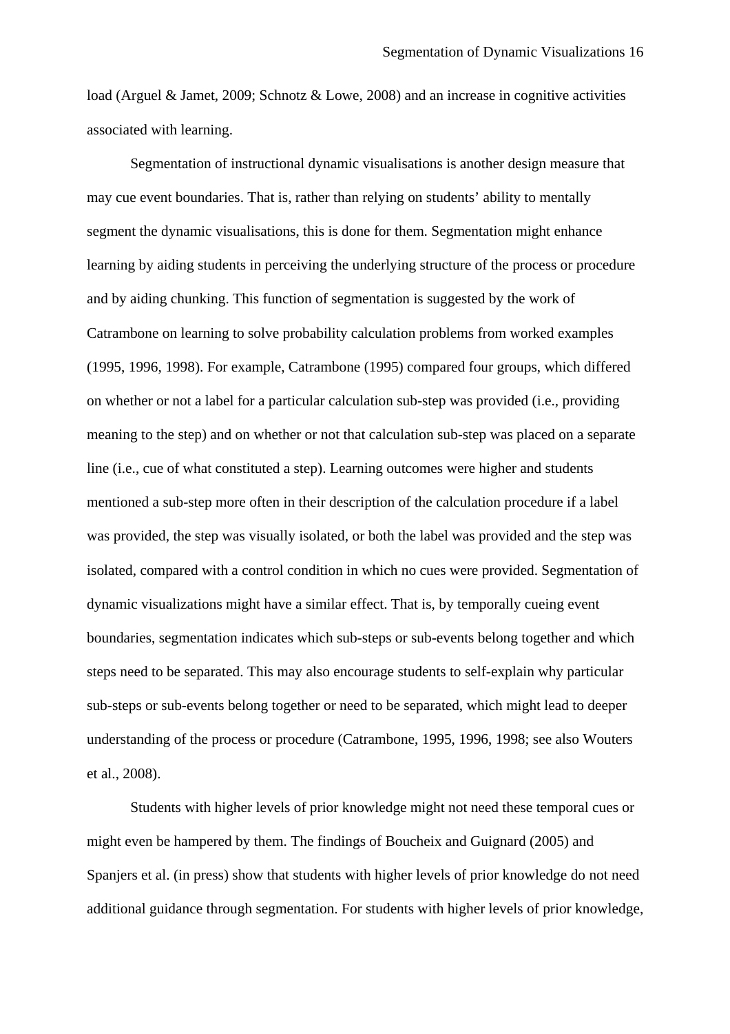load (Arguel & Jamet, 2009; Schnotz & Lowe, 2008) and an increase in cognitive activities associated with learning.

Segmentation of instructional dynamic visualisations is another design measure that may cue event boundaries. That is, rather than relying on students' ability to mentally segment the dynamic visualisations, this is done for them. Segmentation might enhance learning by aiding students in perceiving the underlying structure of the process or procedure and by aiding chunking. This function of segmentation is suggested by the work of Catrambone on learning to solve probability calculation problems from worked examples (1995, 1996, 1998). For example, Catrambone (1995) compared four groups, which differed on whether or not a label for a particular calculation sub-step was provided (i.e., providing meaning to the step) and on whether or not that calculation sub-step was placed on a separate line (i.e., cue of what constituted a step). Learning outcomes were higher and students mentioned a sub-step more often in their description of the calculation procedure if a label was provided, the step was visually isolated, or both the label was provided and the step was isolated, compared with a control condition in which no cues were provided. Segmentation of dynamic visualizations might have a similar effect. That is, by temporally cueing event boundaries, segmentation indicates which sub-steps or sub-events belong together and which steps need to be separated. This may also encourage students to self-explain why particular sub-steps or sub-events belong together or need to be separated, which might lead to deeper understanding of the process or procedure (Catrambone, 1995, 1996, 1998; see also Wouters et al., 2008).

Students with higher levels of prior knowledge might not need these temporal cues or might even be hampered by them. The findings of Boucheix and Guignard (2005) and Spanjers et al. (in press) show that students with higher levels of prior knowledge do not need additional guidance through segmentation. For students with higher levels of prior knowledge,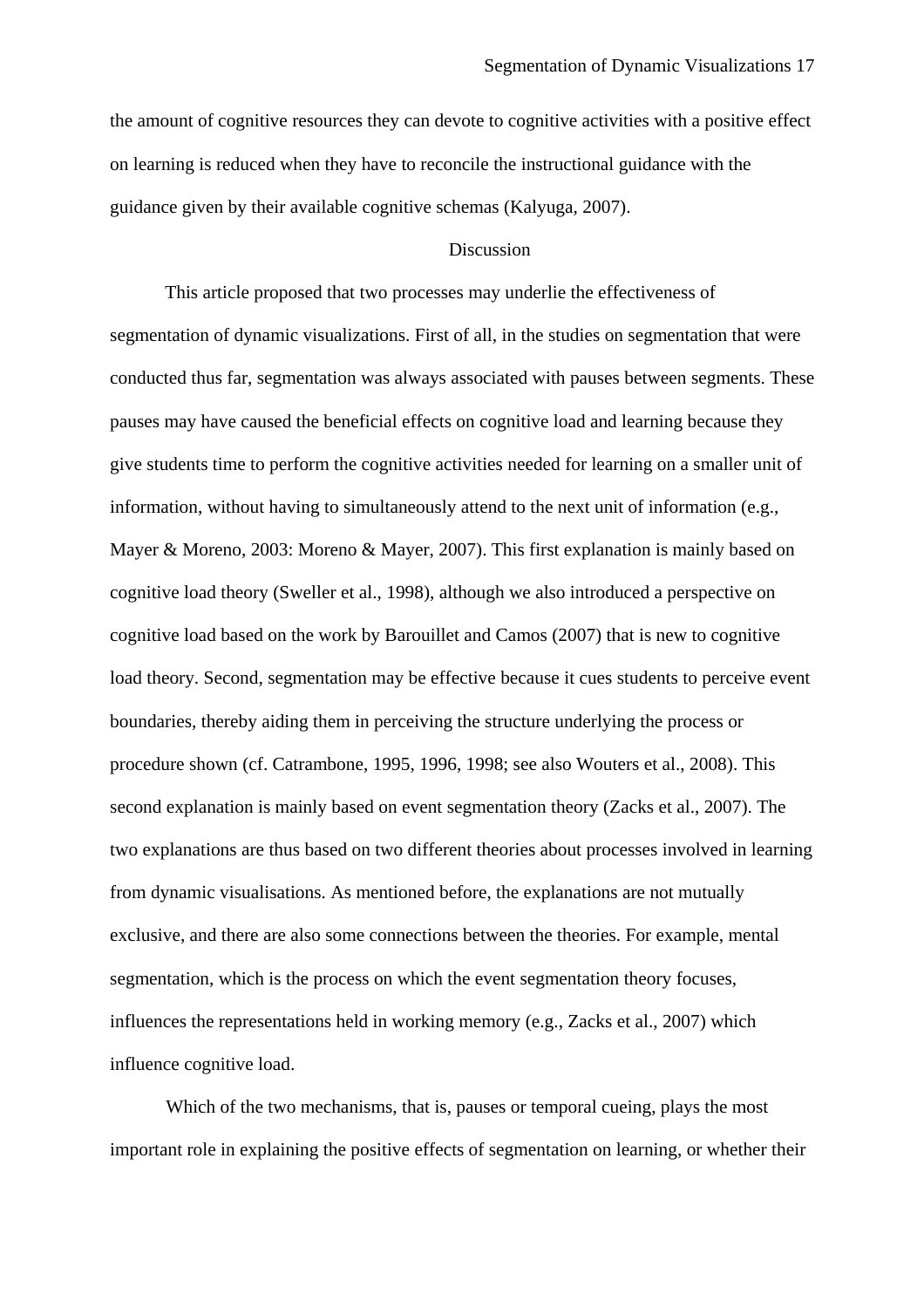the amount of cognitive resources they can devote to cognitive activities with a positive effect on learning is reduced when they have to reconcile the instructional guidance with the guidance given by their available cognitive schemas (Kalyuga, 2007).

## Discussion

This article proposed that two processes may underlie the effectiveness of segmentation of dynamic visualizations. First of all, in the studies on segmentation that were conducted thus far, segmentation was always associated with pauses between segments. These pauses may have caused the beneficial effects on cognitive load and learning because they give students time to perform the cognitive activities needed for learning on a smaller unit of information, without having to simultaneously attend to the next unit of information (e.g., Mayer & Moreno, 2003: Moreno & Mayer, 2007). This first explanation is mainly based on cognitive load theory (Sweller et al., 1998), although we also introduced a perspective on cognitive load based on the work by Barouillet and Camos (2007) that is new to cognitive load theory. Second, segmentation may be effective because it cues students to perceive event boundaries, thereby aiding them in perceiving the structure underlying the process or procedure shown (cf. Catrambone, 1995, 1996, 1998; see also Wouters et al., 2008). This second explanation is mainly based on event segmentation theory (Zacks et al., 2007). The two explanations are thus based on two different theories about processes involved in learning from dynamic visualisations. As mentioned before, the explanations are not mutually exclusive, and there are also some connections between the theories. For example, mental segmentation, which is the process on which the event segmentation theory focuses, influences the representations held in working memory (e.g., Zacks et al., 2007) which influence cognitive load.

Which of the two mechanisms, that is, pauses or temporal cueing, plays the most important role in explaining the positive effects of segmentation on learning, or whether their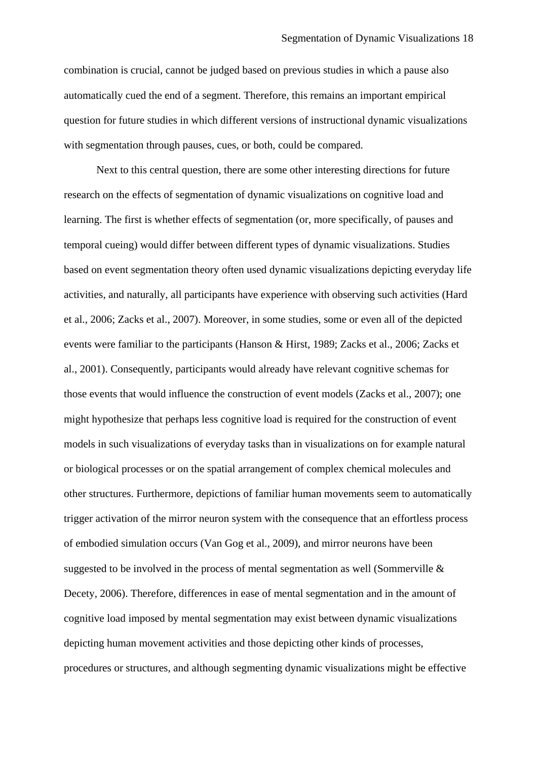combination is crucial, cannot be judged based on previous studies in which a pause also automatically cued the end of a segment. Therefore, this remains an important empirical question for future studies in which different versions of instructional dynamic visualizations with segmentation through pauses, cues, or both, could be compared.

Next to this central question, there are some other interesting directions for future research on the effects of segmentation of dynamic visualizations on cognitive load and learning. The first is whether effects of segmentation (or, more specifically, of pauses and temporal cueing) would differ between different types of dynamic visualizations. Studies based on event segmentation theory often used dynamic visualizations depicting everyday life activities, and naturally, all participants have experience with observing such activities (Hard et al., 2006; Zacks et al., 2007). Moreover, in some studies, some or even all of the depicted events were familiar to the participants (Hanson & Hirst, 1989; Zacks et al., 2006; Zacks et al., 2001). Consequently, participants would already have relevant cognitive schemas for those events that would influence the construction of event models (Zacks et al., 2007); one might hypothesize that perhaps less cognitive load is required for the construction of event models in such visualizations of everyday tasks than in visualizations on for example natural or biological processes or on the spatial arrangement of complex chemical molecules and other structures. Furthermore, depictions of familiar human movements seem to automatically trigger activation of the mirror neuron system with the consequence that an effortless process of embodied simulation occurs (Van Gog et al., 2009), and mirror neurons have been suggested to be involved in the process of mental segmentation as well (Sommerville & Decety, 2006). Therefore, differences in ease of mental segmentation and in the amount of cognitive load imposed by mental segmentation may exist between dynamic visualizations depicting human movement activities and those depicting other kinds of processes, procedures or structures, and although segmenting dynamic visualizations might be effective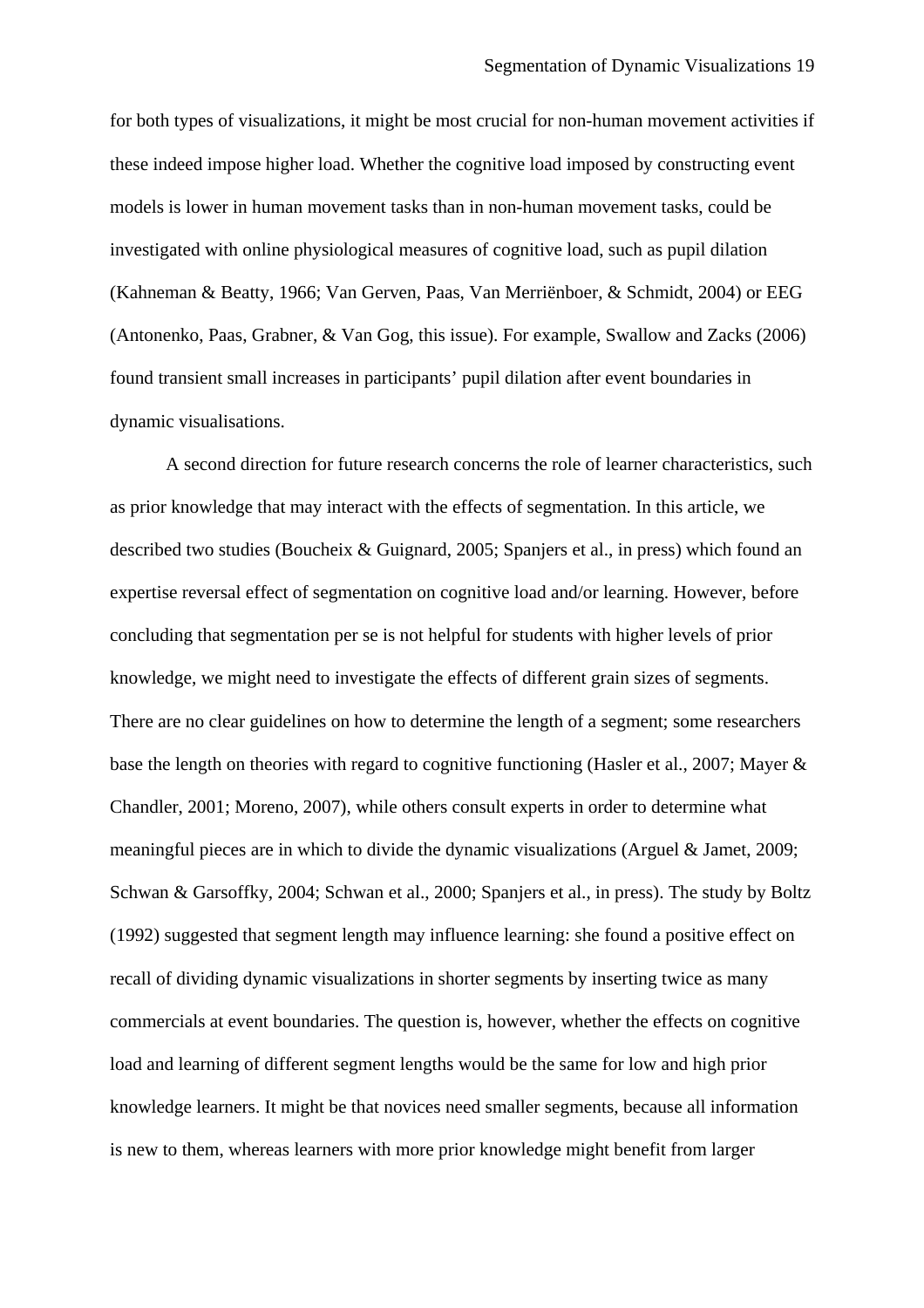for both types of visualizations, it might be most crucial for non-human movement activities if these indeed impose higher load. Whether the cognitive load imposed by constructing event models is lower in human movement tasks than in non-human movement tasks, could be investigated with online physiological measures of cognitive load, such as pupil dilation (Kahneman & Beatty, 1966; Van Gerven, Paas, Van Merriënboer, & Schmidt, 2004) or EEG (Antonenko, Paas, Grabner, & Van Gog, this issue). For example, Swallow and Zacks (2006) found transient small increases in participants' pupil dilation after event boundaries in dynamic visualisations.

A second direction for future research concerns the role of learner characteristics, such as prior knowledge that may interact with the effects of segmentation. In this article, we described two studies (Boucheix & Guignard, 2005; Spanjers et al., in press) which found an expertise reversal effect of segmentation on cognitive load and/or learning. However, before concluding that segmentation per se is not helpful for students with higher levels of prior knowledge, we might need to investigate the effects of different grain sizes of segments. There are no clear guidelines on how to determine the length of a segment; some researchers base the length on theories with regard to cognitive functioning (Hasler et al., 2007; Mayer & Chandler, 2001; Moreno, 2007), while others consult experts in order to determine what meaningful pieces are in which to divide the dynamic visualizations (Arguel & Jamet, 2009; Schwan & Garsoffky, 2004; Schwan et al., 2000; Spanjers et al., in press). The study by Boltz (1992) suggested that segment length may influence learning: she found a positive effect on recall of dividing dynamic visualizations in shorter segments by inserting twice as many commercials at event boundaries. The question is, however, whether the effects on cognitive load and learning of different segment lengths would be the same for low and high prior knowledge learners. It might be that novices need smaller segments, because all information is new to them, whereas learners with more prior knowledge might benefit from larger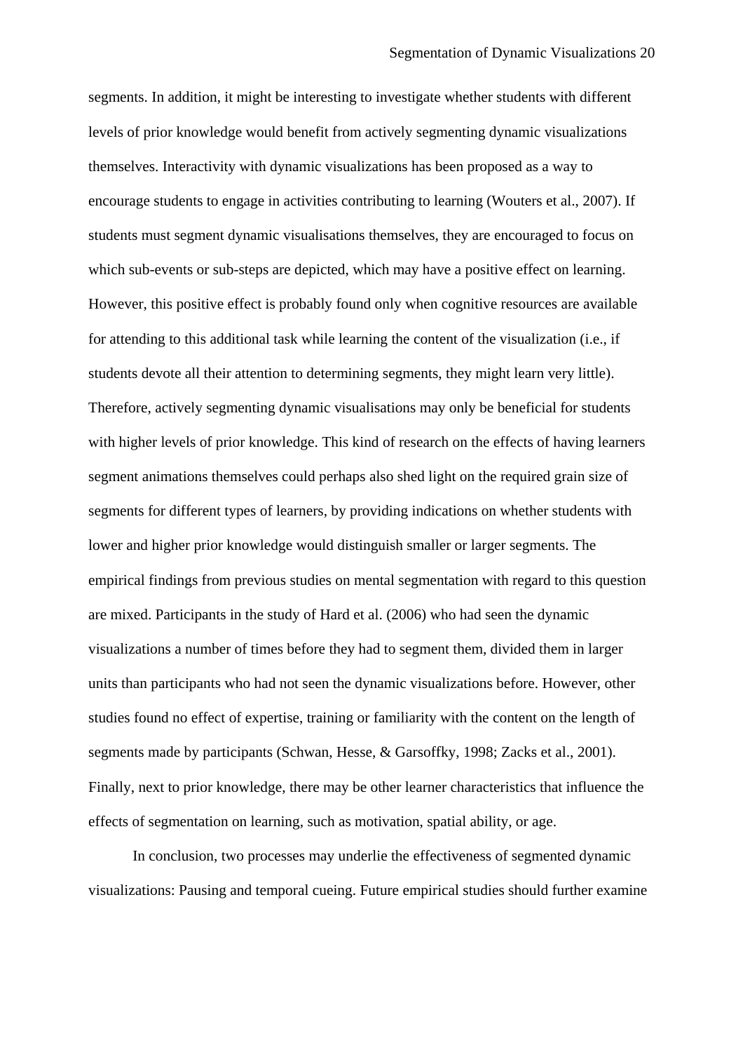segments. In addition, it might be interesting to investigate whether students with different levels of prior knowledge would benefit from actively segmenting dynamic visualizations themselves. Interactivity with dynamic visualizations has been proposed as a way to encourage students to engage in activities contributing to learning (Wouters et al., 2007). If students must segment dynamic visualisations themselves, they are encouraged to focus on which sub-events or sub-steps are depicted, which may have a positive effect on learning. However, this positive effect is probably found only when cognitive resources are available for attending to this additional task while learning the content of the visualization (i.e., if students devote all their attention to determining segments, they might learn very little). Therefore, actively segmenting dynamic visualisations may only be beneficial for students with higher levels of prior knowledge. This kind of research on the effects of having learners segment animations themselves could perhaps also shed light on the required grain size of segments for different types of learners, by providing indications on whether students with lower and higher prior knowledge would distinguish smaller or larger segments. The empirical findings from previous studies on mental segmentation with regard to this question are mixed. Participants in the study of Hard et al. (2006) who had seen the dynamic visualizations a number of times before they had to segment them, divided them in larger units than participants who had not seen the dynamic visualizations before. However, other studies found no effect of expertise, training or familiarity with the content on the length of segments made by participants (Schwan, Hesse, & Garsoffky, 1998; Zacks et al., 2001). Finally, next to prior knowledge, there may be other learner characteristics that influence the effects of segmentation on learning, such as motivation, spatial ability, or age.

In conclusion, two processes may underlie the effectiveness of segmented dynamic visualizations: Pausing and temporal cueing. Future empirical studies should further examine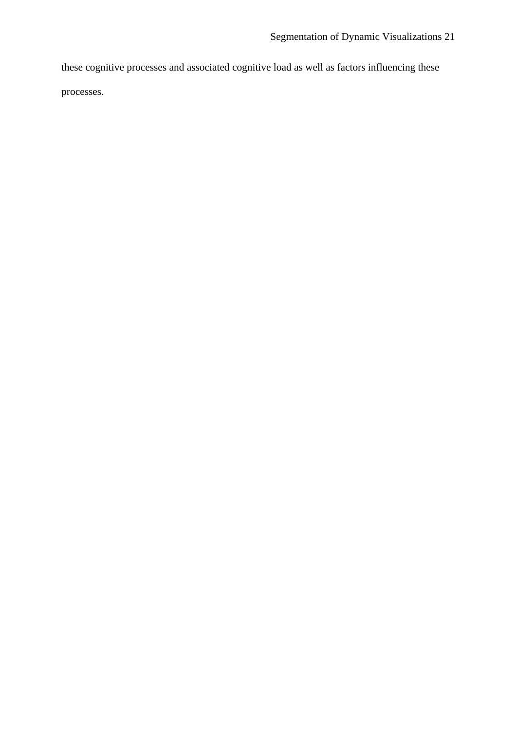these cognitive processes and associated cognitive load as well as factors influencing these processes.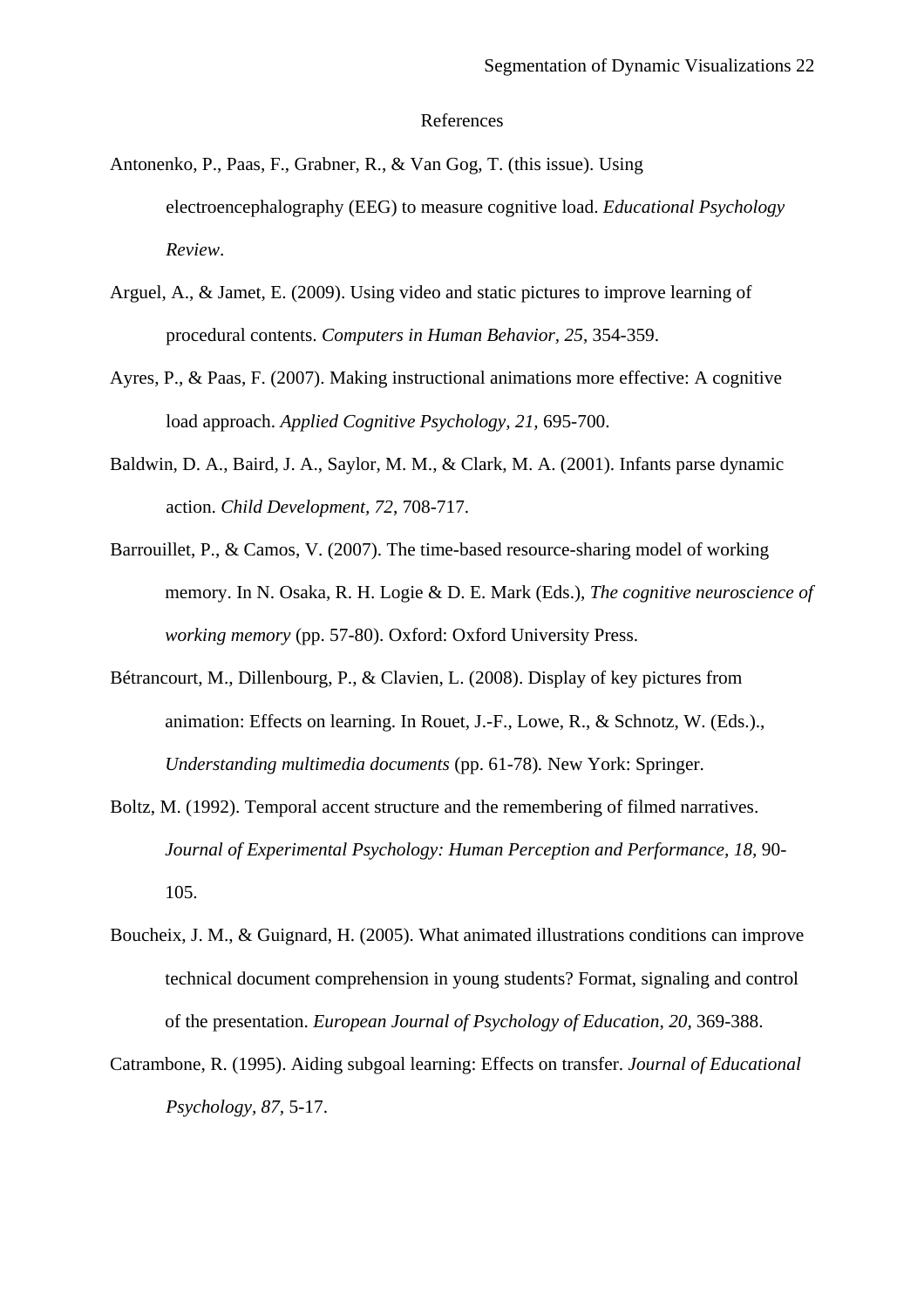# References

Antonenko, P., Paas, F., Grabner, R., & Van Gog, T. (this issue). Using electroencephalography (EEG) to measure cognitive load. *Educational Psychology Review*.

Arguel, A., & Jamet, E. (2009). Using video and static pictures to improve learning of procedural contents. *Computers in Human Behavior, 25*, 354-359.

Ayres, P., & Paas, F. (2007). Making instructional animations more effective: A cognitive load approach. *Applied Cognitive Psychology, 21,* 695-700.

Baldwin, D. A., Baird, J. A., Saylor, M. M., & Clark, M. A. (2001). Infants parse dynamic action. *Child Development, 72*, 708-717.

Barrouillet, P., & Camos, V. (2007). The time-based resource-sharing model of working memory. In N. Osaka, R. H. Logie & D. E. Mark (Eds.), *The cognitive neuroscience of working memory* (pp. 57-80). Oxford: Oxford University Press.

Bétrancourt, M., Dillenbourg, P., & Clavien, L. (2008). Display of key pictures from animation: Effects on learning. In Rouet, J.-F., Lowe, R., & Schnotz, W. (Eds.)., *Understanding multimedia documents* (pp. 61-78). New York: Springer.

Boltz, M. (1992). Temporal accent structure and the remembering of filmed narratives. *Journal of Experimental Psychology: Human Perception and Performance, 18*, 90-105.

Boucheix, J. M., & Guignard, H. (2005). What animated illustrations conditions can improve technical document comprehension in young students? Format, signaling and control of the presentation. *European Journal of Psychology of Education, 20,* 369-388.

Catrambone, R. (1995). Aiding subgoal learning: Effects on transfer. *Journal of Educational Psychology, 87*, 5-17.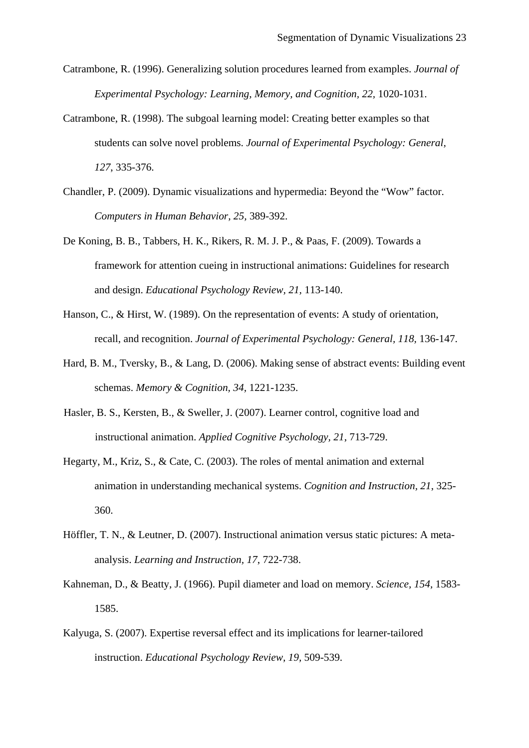Catrambone, R. (1996). Generalizing solution procedures learned from examples. *Journal of Experimental Psychology: Learning, Memory, and Cognition, 22,* 1020-1031.

Catrambone, R. (1998). The subgoal learning model: Creating better examples so that students can solve novel problems. *Journal of Experimental Psychology: General, 127,* 335-376.

Chandler, P. (2009). Dynamic visualizations and hypermedia: Beyond the "Wow" factor. *Computers in Human Behavior, 25,* 389-392.

De Koning, B. B., Tabbers, H. K., Rikers, R. M. J. P., & Paas, F. (2009). Towards a framework for attention cueing in instructional animations: Guidelines for research and design. *Educational Psychology Review, 21,* 113-140.

Hanson, C., & Hirst, W. (1989). On the representation of events: A study of orientation, recall, and recognition. *Journal of Experimental Psychology: General, 118,* 136-147.

Hard, B. M., Tversky, B., & Lang, D. (2006). Making sense of abstract events: Building event schemas. *Memory & Cognition, 34,* 1221-1235.

Hasler, B. S., Kersten, B., & Sweller, J. (2007). Learner control, cognitive load and instructional animation. *Applied Cognitive Psychology, 21*, 713-729.

Hegarty, M., Kriz, S., & Cate, C. (2003). The roles of mental animation and external animation in understanding mechanical systems. *Cognition and Instruction, 21*, 325-360.

Höffler, T. N., & Leutner, D. (2007). Instructional animation versus static pictures: A meta-analysis. *Learning and Instruction, 17*, 722-738.

Kahneman, D., & Beatty, J. (1966). Pupil diameter and load on memory. *Science, 154,* 1583-1585.

Kalyuga, S. (2007). Expertise reversal effect and its implications for learner-tailored instruction. *Educational Psychology Review, 19,* 509-539.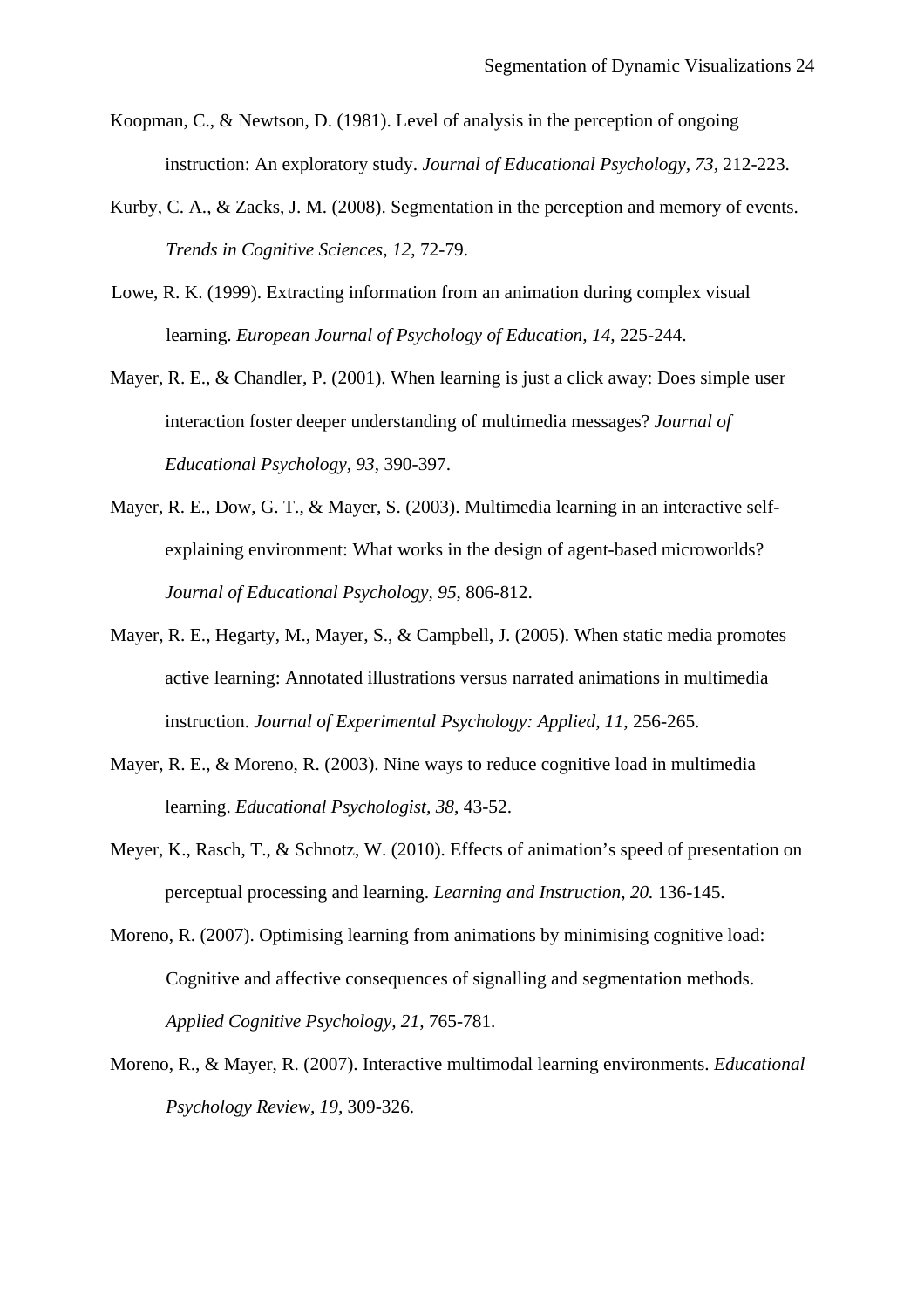Koopman, C., & Newtson, D. (1981). Level of analysis in the perception of ongoing instruction: An exploratory study. *Journal of Educational Psychology, 73*, 212-223.

Kurby, C. A., & Zacks, J. M. (2008). Segmentation in the perception and memory of events. *Trends in Cognitive Sciences, 12*, 72-79.

Lowe, R. K. (1999). Extracting information from an animation during complex visual learning. *European Journal of Psychology of Education, 14,* 225-244.

Mayer, R. E., & Chandler, P. (2001). When learning is just a click away: Does simple user interaction foster deeper understanding of multimedia messages? *Journal of Educational Psychology, 93*, 390-397.

Mayer, R. E., Dow, G. T., & Mayer, S. (2003). Multimedia learning in an interactive self-explaining environment: What works in the design of agent-based microworlds? *Journal of Educational Psychology, 95*, 806-812.

Mayer, R. E., Hegarty, M., Mayer, S., & Campbell, J. (2005). When static media promotes active learning: Annotated illustrations versus narrated animations in multimedia instruction. *Journal of Experimental Psychology: Applied, 11*, 256-265.

Mayer, R. E., & Moreno, R. (2003). Nine ways to reduce cognitive load in multimedia learning. *Educational Psychologist, 38*, 43-52.

Meyer, K., Rasch, T., & Schnotz, W. (2010). Effects of animation's speed of presentation on perceptual processing and learning. *Learning and Instruction, 20.* 136-145.

Moreno, R. (2007). Optimising learning from animations by minimising cognitive load: Cognitive and affective consequences of signalling and segmentation methods. *Applied Cognitive Psychology, 21,* 765-781.

Moreno, R., & Mayer, R. (2007). Interactive multimodal learning environments. *Educational Psychology Review, 19*, 309-326.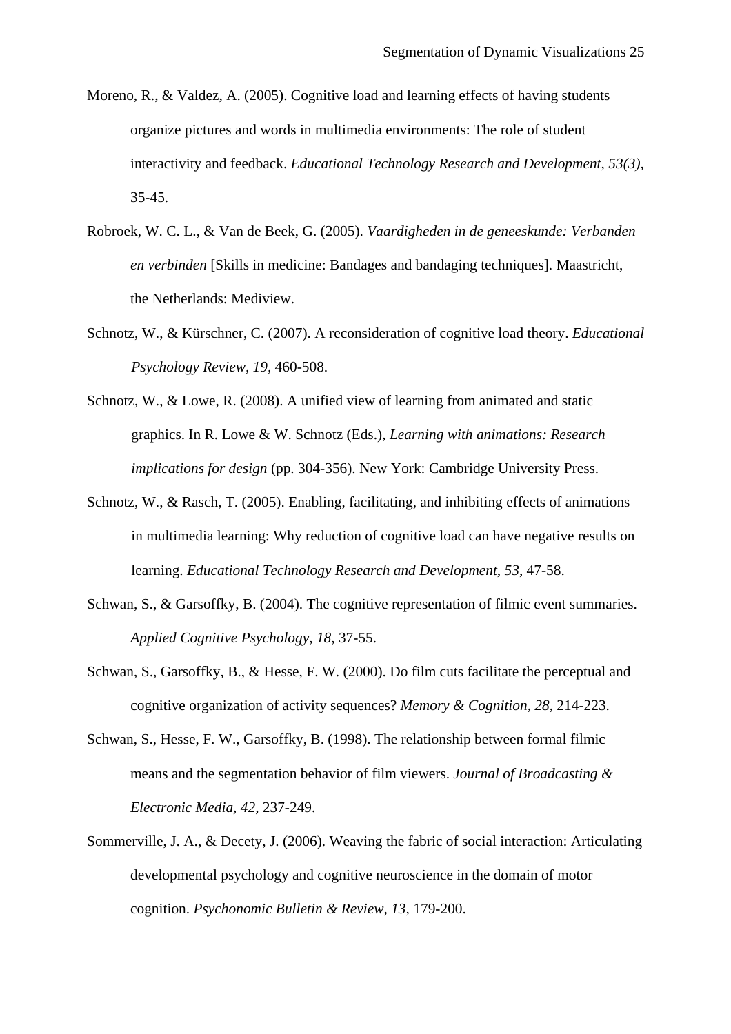Moreno, R., & Valdez, A. (2005). Cognitive load and learning effects of having students organize pictures and words in multimedia environments: The role of student interactivity and feedback. *Educational Technology Research and Development, 53(3),* 35-45.

Robroek, W. C. L., & Van de Beek, G. (2005). *Vaardigheden in de geneeskunde: Verbanden en verbinden* [Skills in medicine: Bandages and bandaging techniques]. Maastricht, the Netherlands: Mediview.

Schnotz, W., & Kürschner, C. (2007). A reconsideration of cognitive load theory. *Educational Psychology Review, 19,* 460-508.

Schnotz, W., & Lowe, R. (2008). A unified view of learning from animated and static graphics. In R. Lowe & W. Schnotz (Eds.), *Learning with animations: Research implications for design* (pp. 304-356). New York: Cambridge University Press.

Schnotz, W., & Rasch, T. (2005). Enabling, facilitating, and inhibiting effects of animations in multimedia learning: Why reduction of cognitive load can have negative results on learning. *Educational Technology Research and Development*, *53*, 47-58.

Schwan, S., & Garsoffky, B. (2004). The cognitive representation of filmic event summaries. *Applied Cognitive Psychology, 18*, 37-55.

Schwan, S., Garsoffky, B., & Hesse, F. W. (2000). Do film cuts facilitate the perceptual and cognitive organization of activity sequences? *Memory & Cognition, 28*, 214-223.

Schwan, S., Hesse, F. W., Garsoffky, B. (1998). The relationship between formal filmic means and the segmentation behavior of film viewers. *Journal of Broadcasting & Electronic Media, 42,* 237-249.

Sommerville, J. A., & Decety, J. (2006). Weaving the fabric of social interaction: Articulating developmental psychology and cognitive neuroscience in the domain of motor cognition. *Psychonomic Bulletin & Review, 13,* 179-200.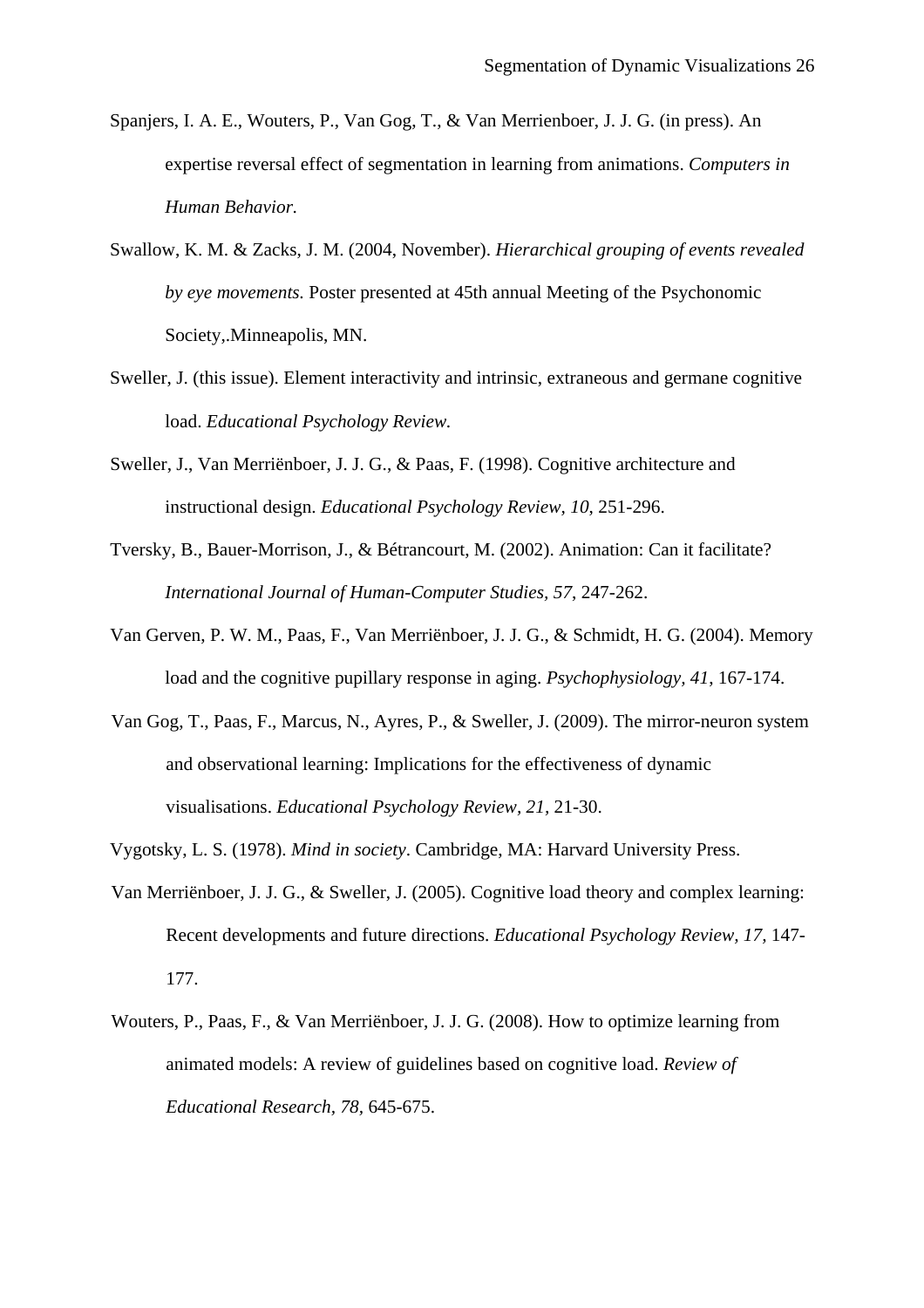Spanjers, I. A. E., Wouters, P., Van Gog, T., & Van Merrienboer, J. J. G. (in press). An expertise reversal effect of segmentation in learning from animations. *Computers in Human Behavior.*

Swallow, K. M. & Zacks, J. M. (2004, November). *Hierarchical grouping of events revealed by eye movements.* Poster presented at 45th annual Meeting of the Psychonomic Society,.Minneapolis, MN.

Sweller, J. (this issue). Element interactivity and intrinsic, extraneous and germane cognitive load. *Educational Psychology Review.*

Sweller, J., Van Merriënboer, J. J. G., & Paas, F. (1998). Cognitive architecture and instructional design. *Educational Psychology Review, 10,* 251-296.

Tversky, B., Bauer-Morrison, J., & Bétrancourt, M. (2002). Animation: Can it facilitate? *International Journal of Human-Computer Studies, 57,* 247-262.

Van Gerven, P. W. M., Paas, F., Van Merriënboer, J. J. G., & Schmidt, H. G. (2004). Memory load and the cognitive pupillary response in aging. *Psychophysiology, 41,* 167-174.

Van Gog, T., Paas, F., Marcus, N., Ayres, P., & Sweller, J. (2009). The mirror-neuron system and observational learning: Implications for the effectiveness of dynamic visualisations. *Educational Psychology Review, 21,* 21-30.

Vygotsky, L. S. (1978). *Mind in society*. Cambridge, MA: Harvard University Press.

Van Merriënboer, J. J. G., & Sweller, J. (2005). Cognitive load theory and complex learning: Recent developments and future directions. *Educational Psychology Review, 17,* 147-177.

Wouters, P., Paas, F., & Van Merriënboer, J. J. G. (2008). How to optimize learning from animated models: A review of guidelines based on cognitive load. *Review of Educational Research, 78,* 645-675.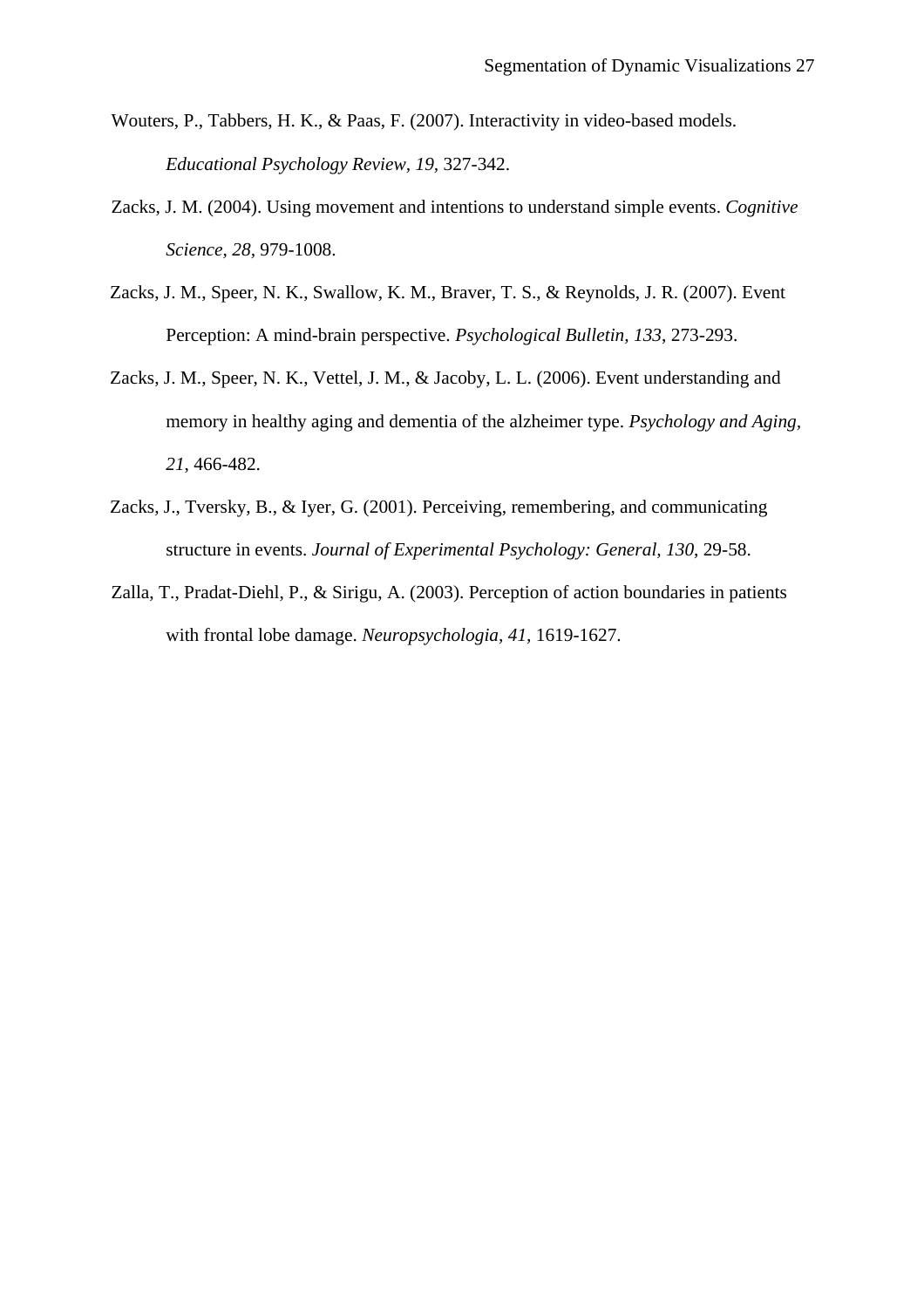Wouters, P., Tabbers, H. K., & Paas, F. (2007). Interactivity in video-based models. *Educational Psychology Review, 19,* 327-342.

Zacks, J. M. (2004). Using movement and intentions to understand simple events. *Cognitive Science, 28,* 979-1008.

Zacks, J. M., Speer, N. K., Swallow, K. M., Braver, T. S., & Reynolds, J. R. (2007). Event Perception: A mind-brain perspective. *Psychological Bulletin, 133*, 273-293.

Zacks, J. M., Speer, N. K., Vettel, J. M., & Jacoby, L. L. (2006). Event understanding and memory in healthy aging and dementia of the alzheimer type. *Psychology and Aging*, *21*, 466-482.

Zacks, J., Tversky, B., & Iyer, G. (2001). Perceiving, remembering, and communicating structure in events. *Journal of Experimental Psychology: General, 130*, 29-58.

Zalla, T., Pradat-Diehl, P., & Sirigu, A. (2003). Perception of action boundaries in patients with frontal lobe damage. *Neuropsychologia, 41*, 1619-1627.